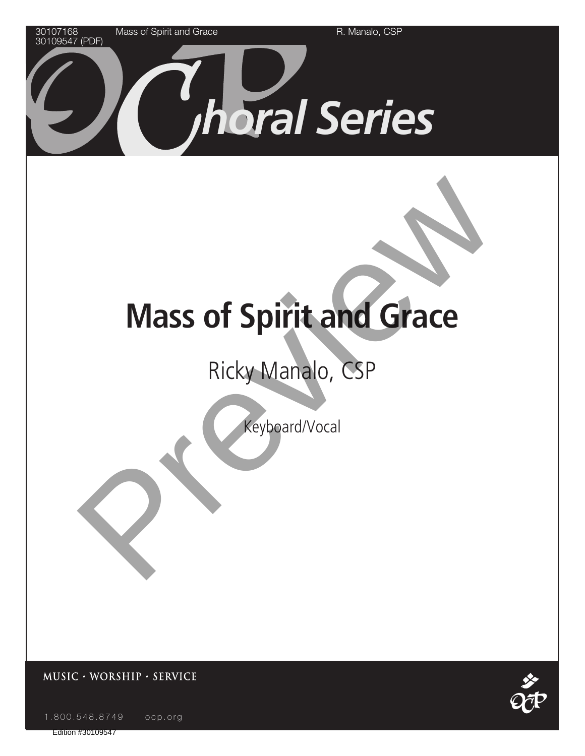30107168 Mass of Spirit and Grace R. Manalo, CSP
30109547 (PDF)

OCP Choral Series

# Mass of Spirit and Grace

## Ricky Manalo, CSP

Keyboard/Vocal

MUSIC · WORSHIP · SERVICE

1.800.548.8749 ocp.org

Edition #30109547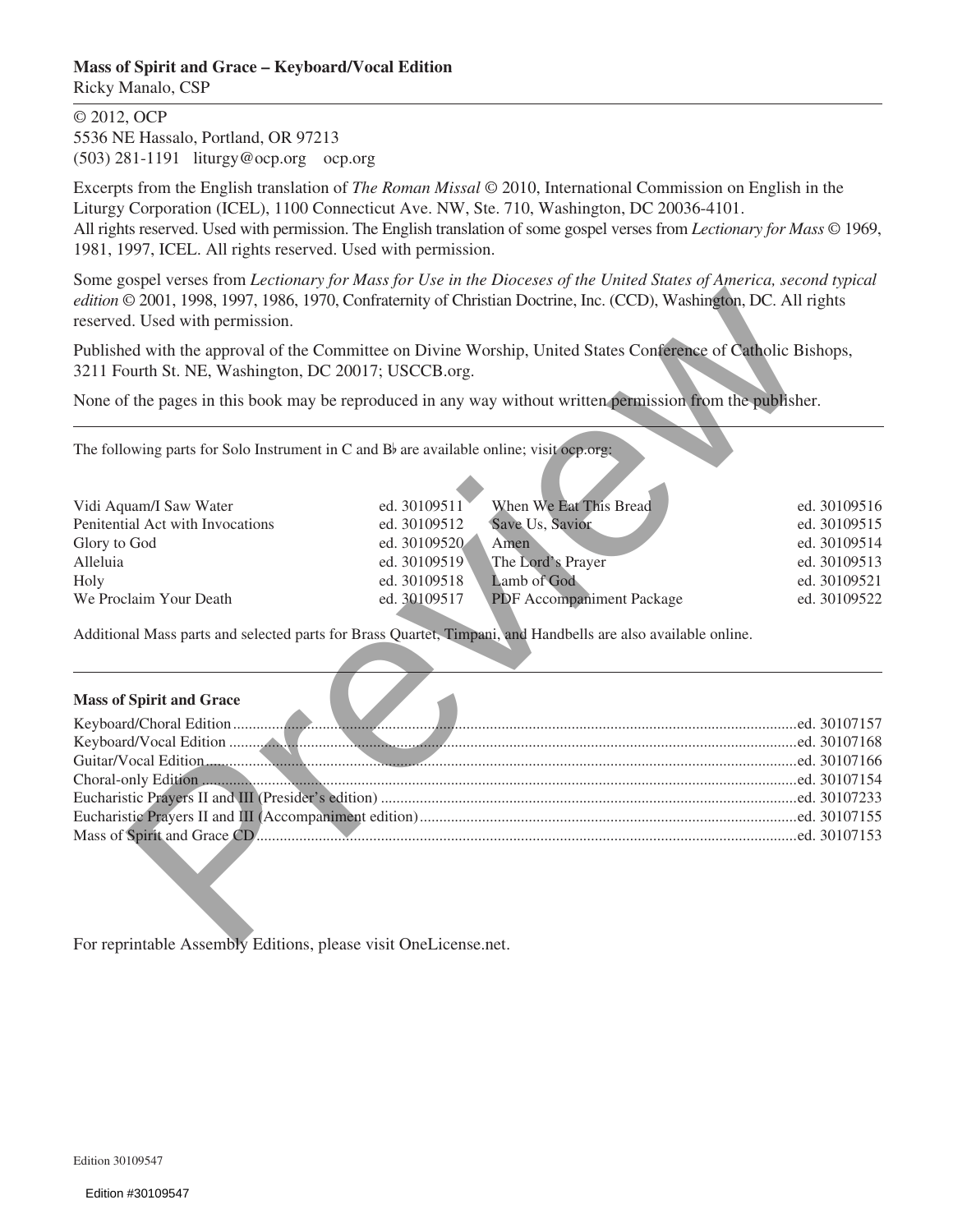**Mass of Spirit and Grace – Keyboard/Vocal Edition**
Ricky Manalo, CSP

© 2012, OCP
5536 NE Hassalo, Portland, OR 97213
(503) 281-1191 liturgy@ocp.org ocp.org

Excerpts from the English translation of *The Roman Missal* © 2010, International Commission on English in the Liturgy Corporation (ICEL), 1100 Connecticut Ave. NW, Ste. 710, Washington, DC 20036-4101.
All rights reserved. Used with permission. The English translation of some gospel verses from *Lectionary for Mass* © 1969, 1981, 1997, ICEL. All rights reserved. Used with permission.

Some gospel verses from *Lectionary for Mass for Use in the Dioceses of the United States of America, second typical edition* © 2001, 1998, 1997, 1986, 1970, Confraternity of Christian Doctrine, Inc. (CCD), Washington, DC. All rights reserved. Used with permission.

Published with the approval of the Committee on Divine Worship, United States Conference of Catholic Bishops, 3211 Fourth St. NE, Washington, DC 20017; USCCB.org.

None of the pages in this book may be reproduced in any way without written permission from the publisher.

The following parts for Solo Instrument in C and B♭ are available online; visit ocp.org:

| | | | |
|---|---|---|---|
| Vidi Aquam/I Saw Water | ed. 30109511 | When We Eat This Bread | ed. 30109516 |
| Penitential Act with Invocations | ed. 30109512 | Save Us, Savior | ed. 30109515 |
| Glory to God | ed. 30109520 | Amen | ed. 30109514 |
| Alleluia | ed. 30109519 | The Lord's Prayer | ed. 30109513 |
| Holy | ed. 30109518 | Lamb of God | ed. 30109521 |
| We Proclaim Your Death | ed. 30109517 | PDF Accompaniment Package | ed. 30109522 |

Additional Mass parts and selected parts for Brass Quartet, Timpani, and Handbells are also available online.

**Mass of Spirit and Grace**

| | |
|---|---|
| Keyboard/Choral Edition | ed. 30107157 |
| Keyboard/Vocal Edition | ed. 30107168 |
| Guitar/Vocal Edition | ed. 30107166 |
| Choral-only Edition | ed. 30107154 |
| Eucharistic Prayers II and III (Presider's edition) | ed. 30107233 |
| Eucharistic Prayers II and III (Accompaniment edition) | ed. 30107155 |
| Mass of Spirit and Grace CD | ed. 30107153 |

For reprintable Assembly Editions, please visit OneLicense.net.

Edition 30109547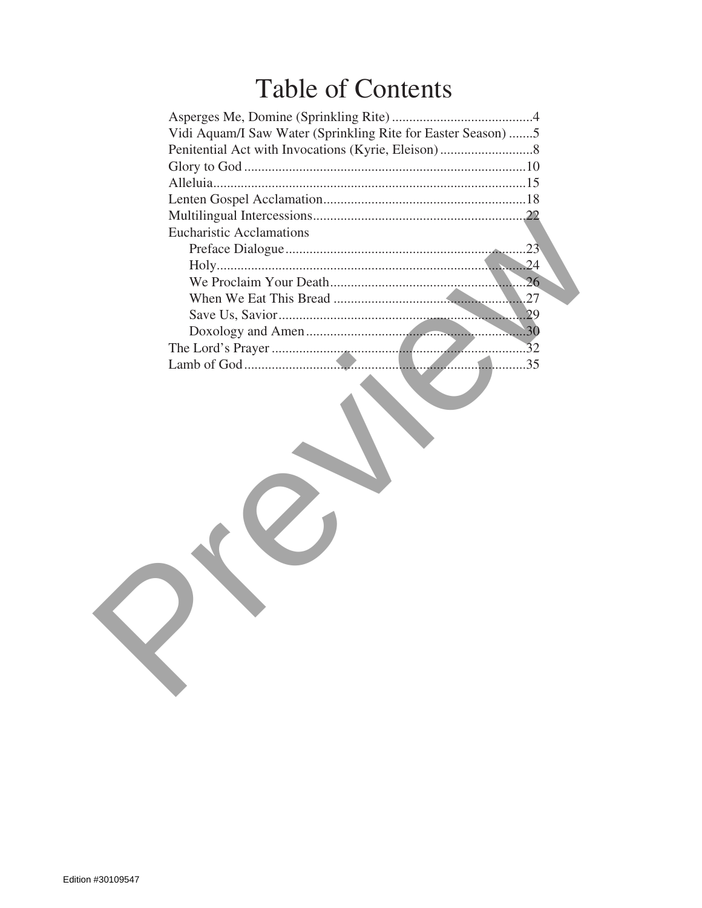# Table of Contents

Asperges Me, Domine (Sprinkling Rite) .........................................4
Vidi Aquam/I Saw Water (Sprinkling Rite for Easter Season) .......5
Penitential Act with Invocations (Kyrie, Eleison) ...........................8
Glory to God ..................................................................................10
Alleluia...........................................................................................15
Lenten Gospel Acclamation...........................................................18
Multilingual Intercessions.............................................................22
Eucharistic Acclamations
- Preface Dialogue......................................................................23
- Holy...........................................................................................24
- We Proclaim Your Death.........................................................26
- When We Eat This Bread ........................................................27
- Save Us, Savior........................................................................29
- Doxology and Amen................................................................30

The Lord's Prayer ..........................................................................32
Lamb of God...................................................................................35

Edition #30109547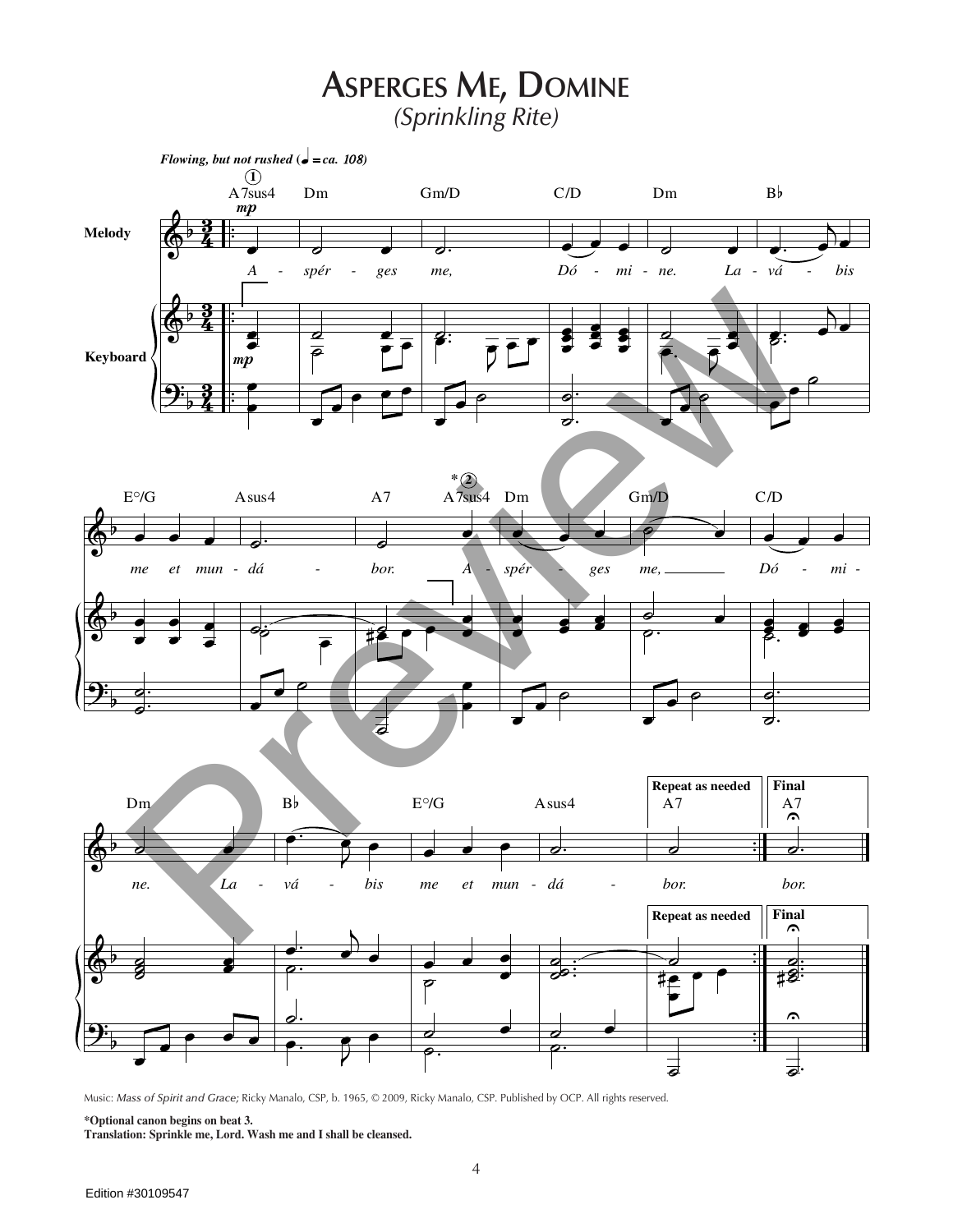# Asperges Me, Domine

*(Sprinkling Rite)*

Music: *Mass of Spirit and Grace;* Ricky Manalo, CSP, b. 1965, © 2009, Ricky Manalo, CSP. Published by OCP. All rights reserved.

**\*Optional canon begins on beat 3.**

**Translation: Sprinkle me, Lord. Wash me and I shall be cleansed.**

Edition #30109547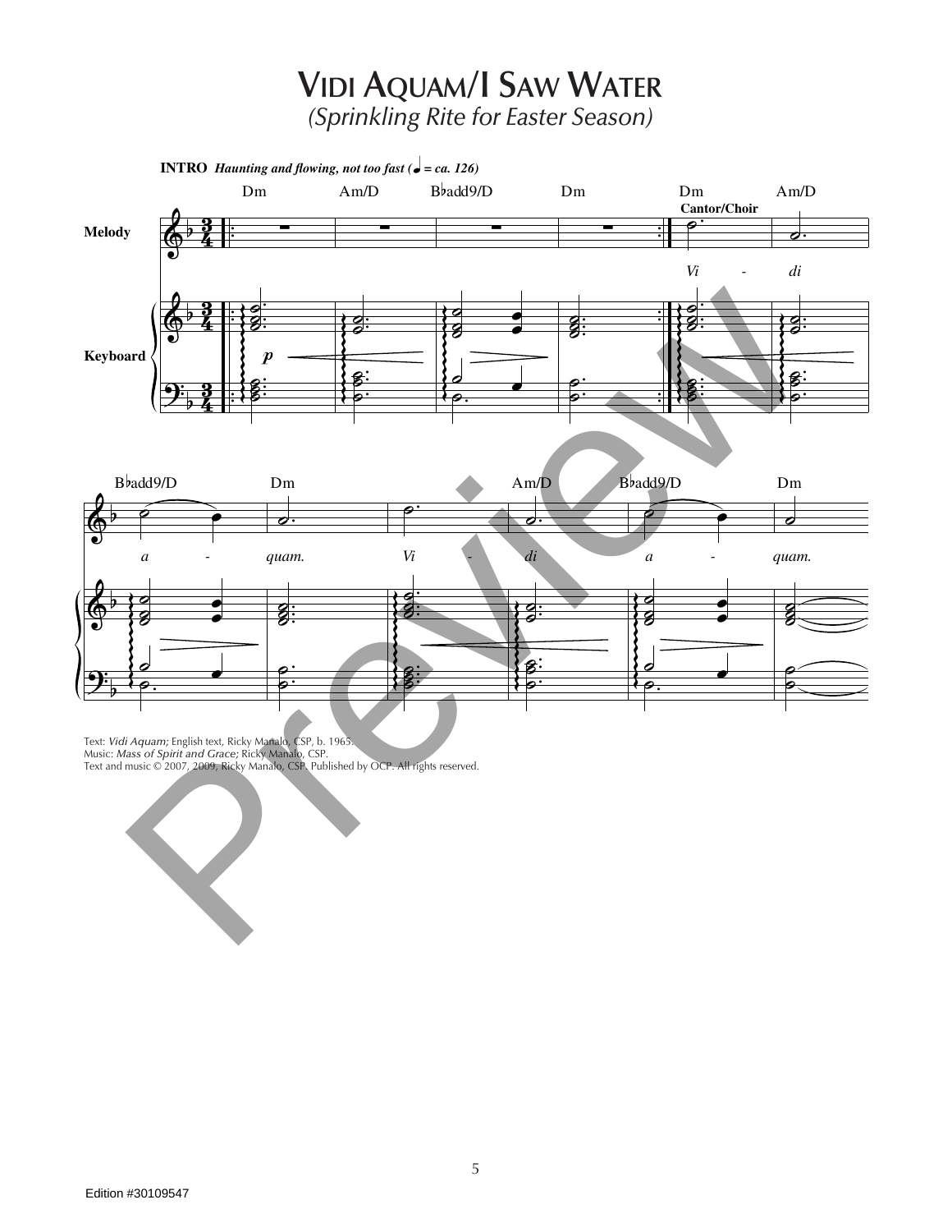# Vidi Aquam/I Saw Water

*(Sprinkling Rite for Easter Season)*

Text: *Vidi Aquam;* English text, Ricky Manalo, CSP, b. 1965.
Music: *Mass of Spirit and Grace;* Ricky Manalo, CSP.
Text and music © 2007, 2009, Ricky Manalo, CSP. Published by OCP. All rights reserved.

Edition #30109547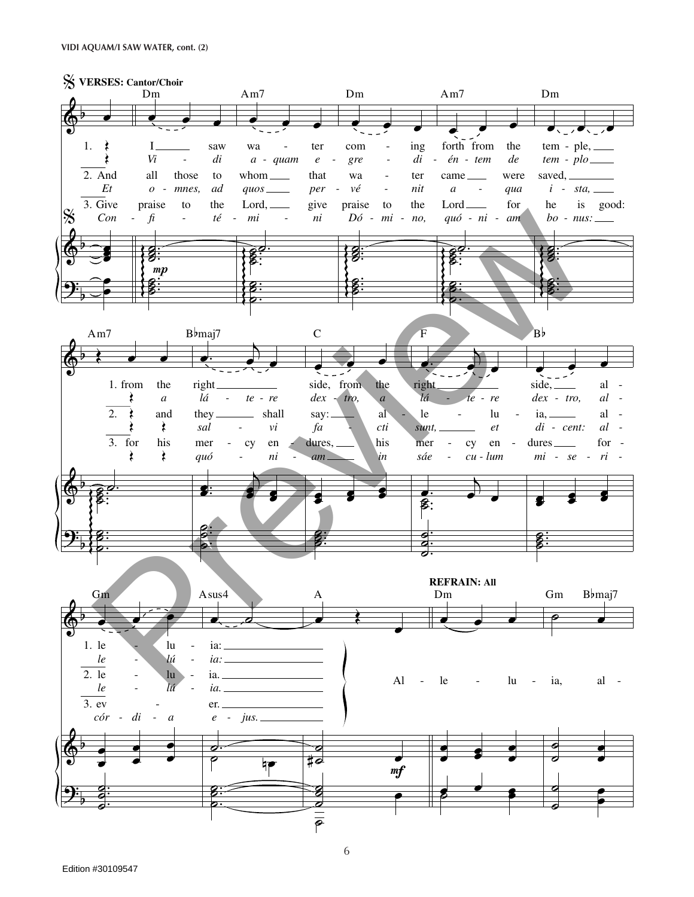**VERSES: Cantor/Choir**

1. I saw water coming forth from the temple, from the right side, from the right side, alleluia:
*Vidi aquam egrediéntem de templo a látere dextro, a látere dextro, allelúia:*

2. And all those to whom that water came were saved, and they shall say: alleluia, alleluia.
*Et omnes, ad quos pervénit aqua ista, salvi facti sunt, et dicent: allelúia.*

3. Give praise to the Lord, give praise to the Lord for he is good: for his mercy endures, his mercy endures forever.
*Confitémini Dómino, quóniam bonus: quóniam in sáeculum misericórdia ejus.*

**REFRAIN: All**

Alleluia, al-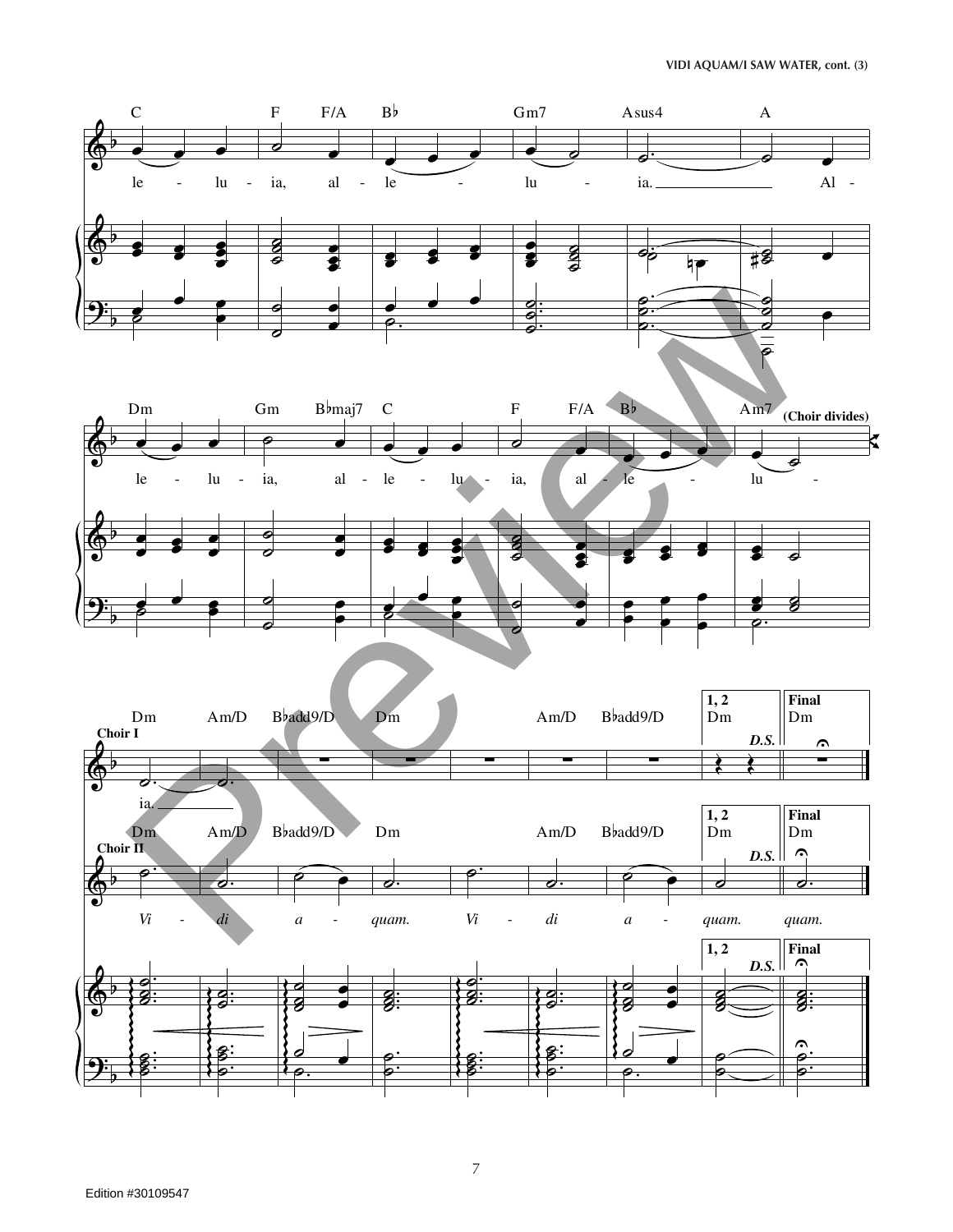C F F/A B♭ Gm7 Asus4 A

le - lu - ia, al - le - lu - ia. Al -

Dm Gm B♭maj7 C F F/A B♭ Am7 **(Choir divides)**

le - lu - ia, al - le - lu - ia, al - le - lu -

Dm Am/D B♭add9/D Dm Am/D B♭add9/D **1, 2** Dm **Final** Dm

**Choir I**

ia.

***D.S.***

Dm Am/D B♭add9/D Dm Am/D B♭add9/D **1, 2** Dm **Final** Dm

**Choir II**

*Vi - di a - quam. Vi - di a - quam. quam.*

***D.S.***

Edition #30109547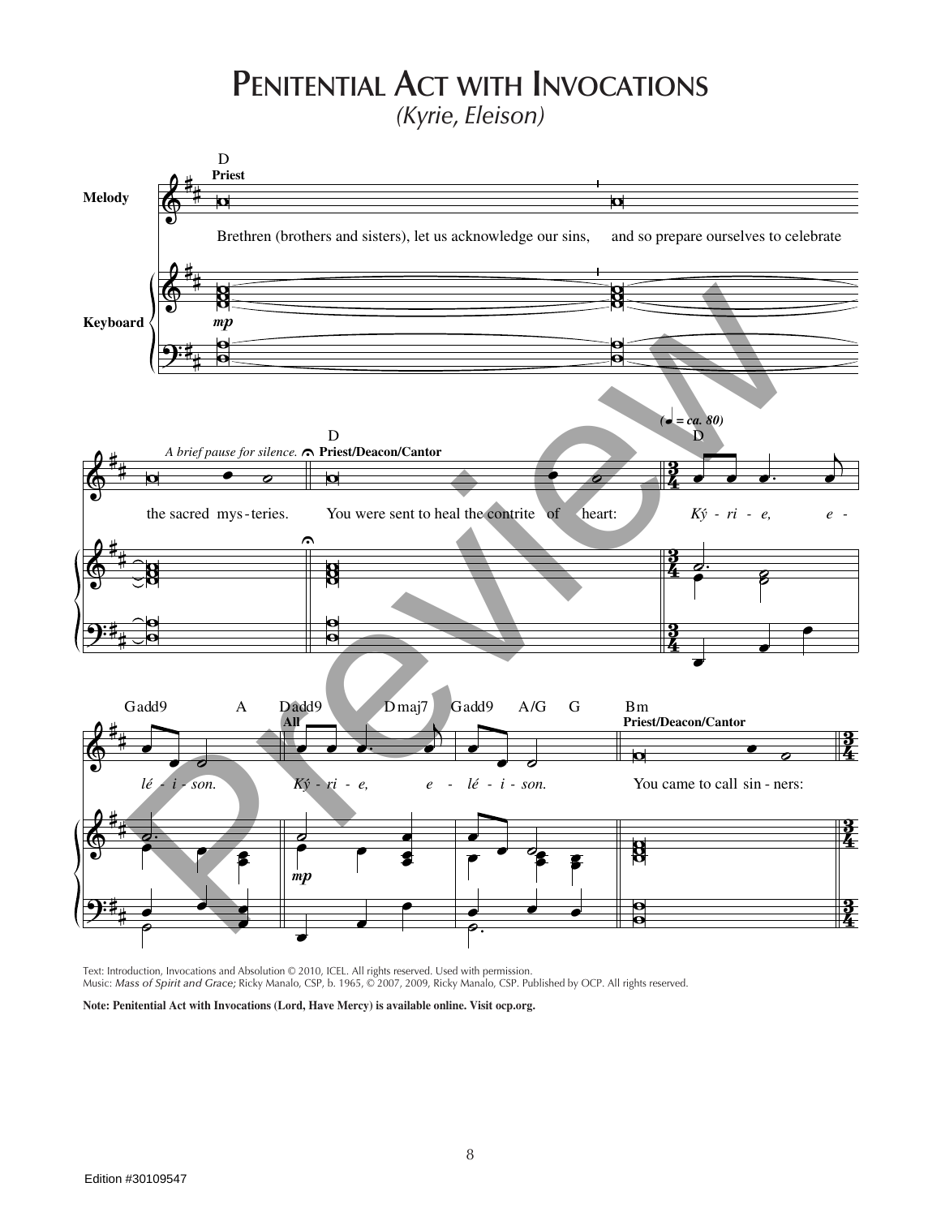# Penitential Act with Invocations

*(Kyrie, Eleison)*

Text: Introduction, Invocations and Absolution © 2010, ICEL. All rights reserved. Used with permission.
Music: *Mass of Spirit and Grace;* Ricky Manalo, CSP, b. 1965, © 2007, 2009, Ricky Manalo, CSP. Published by OCP. All rights reserved.

**Note: Penitential Act with Invocations (Lord, Have Mercy) is available online. Visit ocp.org.**

Edition #30109547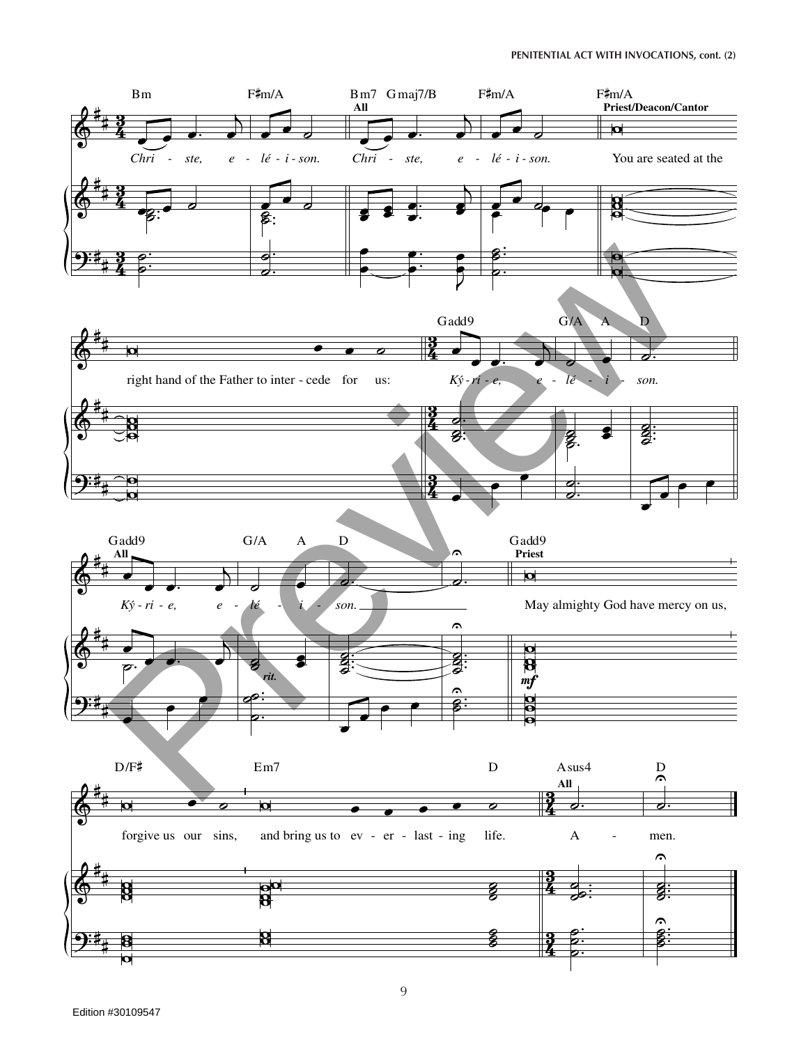Bm F♯m/A Bm7 Gmaj7/B F♯m/A F♯m/A

**All** — **Priest/Deacon/Cantor**

*Chri - ste, e - lé - i - son. Chri - ste, e - lé - i - son.* You are seated at the right hand of the Father to inter - cede for us:

Gadd9 G/A A D

*Ký - ri - e, e - lé - i - son.*

Gadd9 G/A A D Gadd9

**All** — **Priest**

*Ký - ri - e, e - lé - i - son.* May almighty God have mercy on us,

*rit.* *mf*

D/F♯ Em7 D Asus4 D

**All**

forgive us our sins, and bring us to ev - er - last - ing life. A - men.

Edition #30109547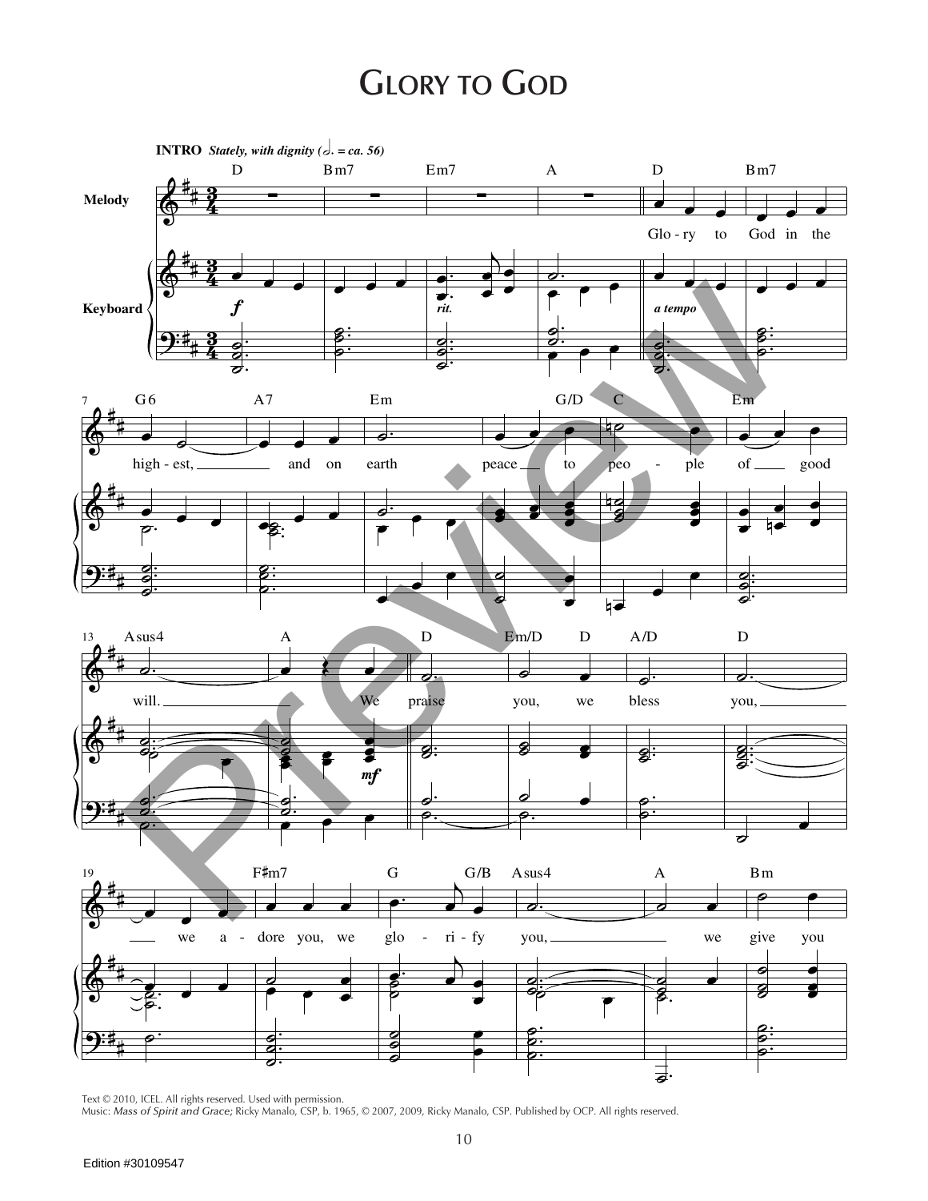# Glory to God

**INTRO** *Stately, with dignity (𝅗𝅥. = ca. 56)*

Glo - ry to God in the high - est, and on earth peace to peo - ple of good will. We praise you, we bless you, we a - dore you, we glo - ri - fy you, we give you

Text © 2010, ICEL. All rights reserved. Used with permission.
Music: *Mass of Spirit and Grace;* Ricky Manalo, CSP, b. 1965, © 2007, 2009, Ricky Manalo, CSP. Published by OCP. All rights reserved.

Edition #30109547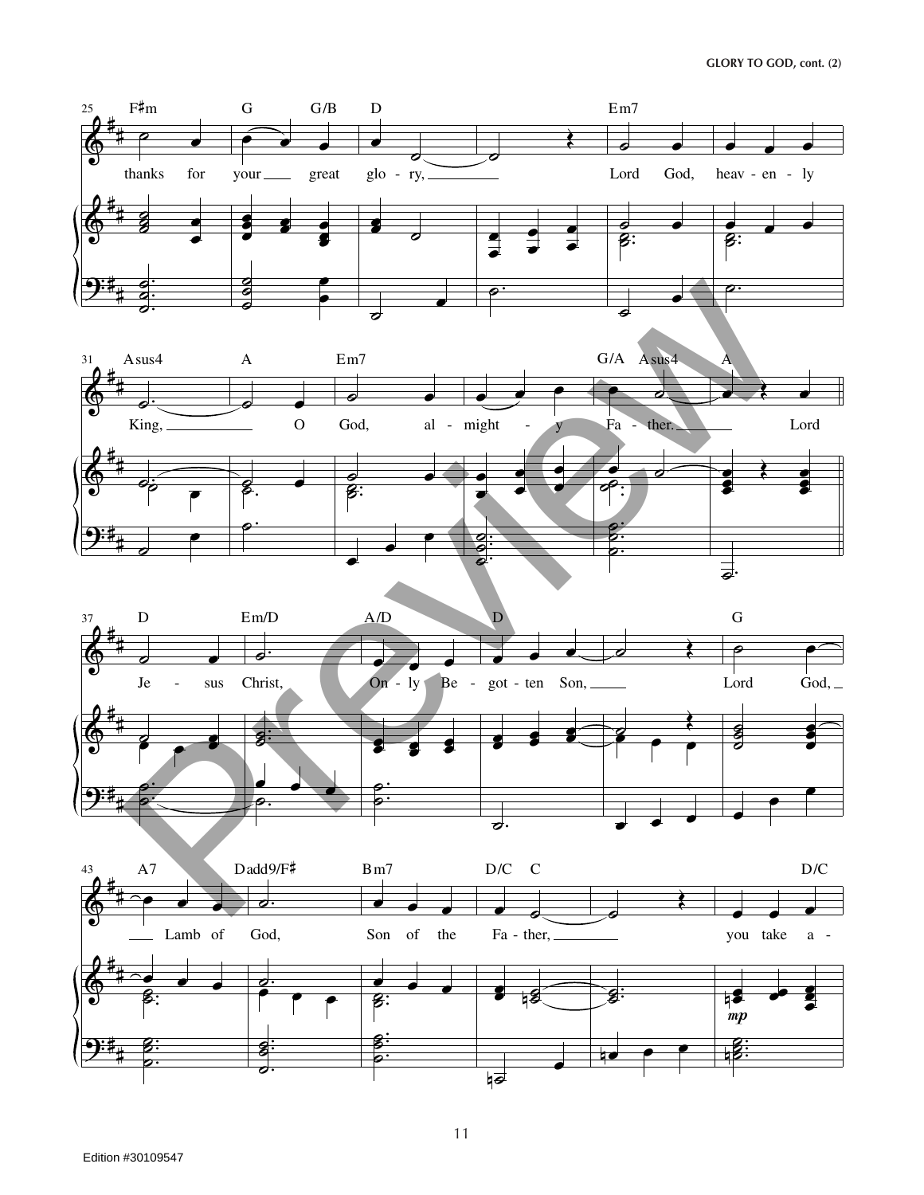25 F♯m G G/B D Em7

thanks for your great glo - ry, Lord God, heav - en - ly

31 Asus4 A Em7 G/A Asus4 A

King, O God, al - might - y Fa - ther. Lord

37 D Em/D A/D D G

Je - sus Christ, On - ly Be - got - ten Son, Lord God,

43 A7 Dadd9/F♯ Bm7 D/C C D/C

Lamb of God, Son of the Fa - ther, you take a -

*mp*

Preview

Edition #30109547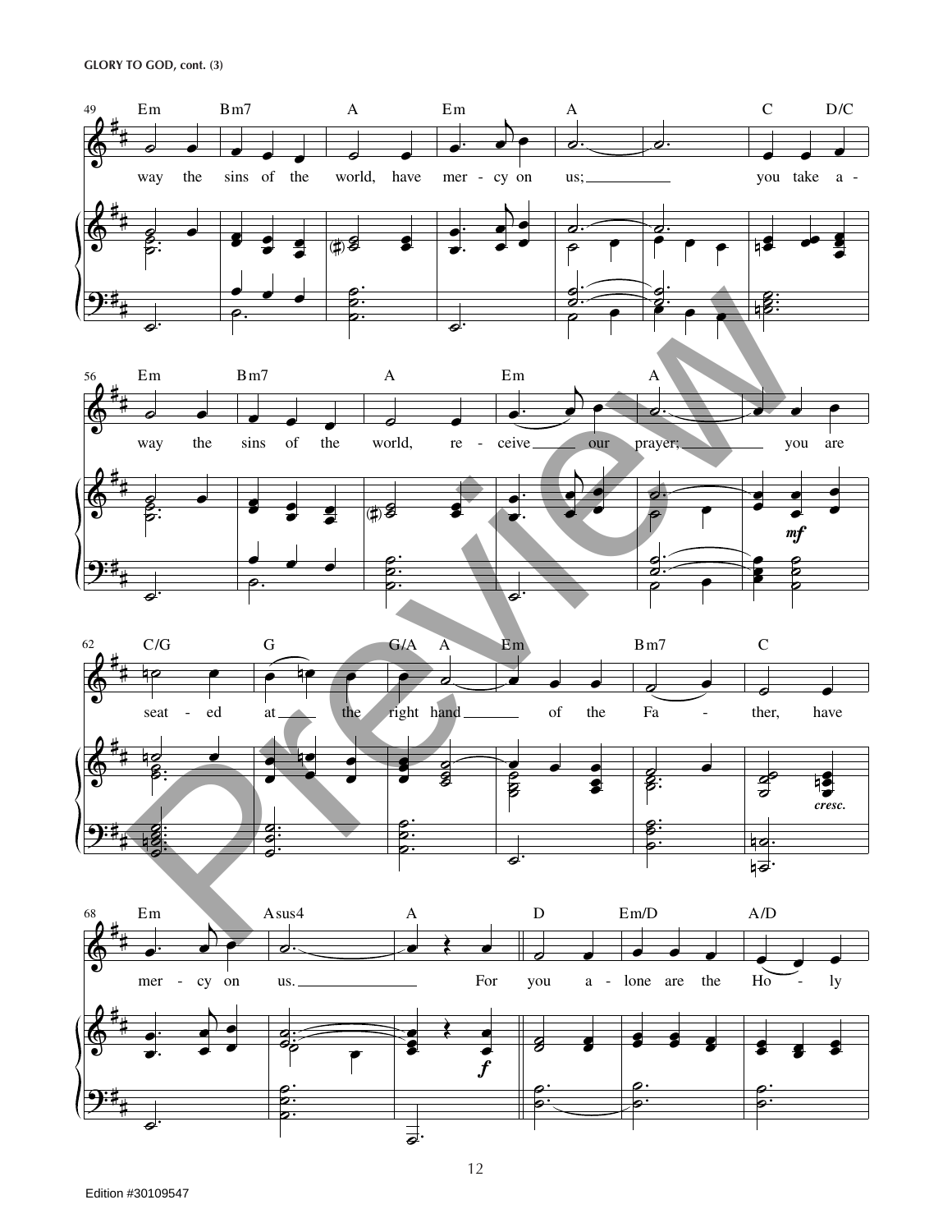GLORY TO GOD, cont. (3)

49 Em Bm7 A Em A C D/C

way the sins of the world, have mer - cy on us; you take a -

56 Em Bm7 A Em A

way the sins of the world, re - ceive our prayer; you are

*mf*

62 C/G G G/A A Em Bm7 C

seat - ed at the right hand of the Fa - ther, have

*cresc.*

68 Em Asus4 A D Em/D A/D

mer - cy on us. For you a - lone are the Ho - ly

*f*

Edition #30109547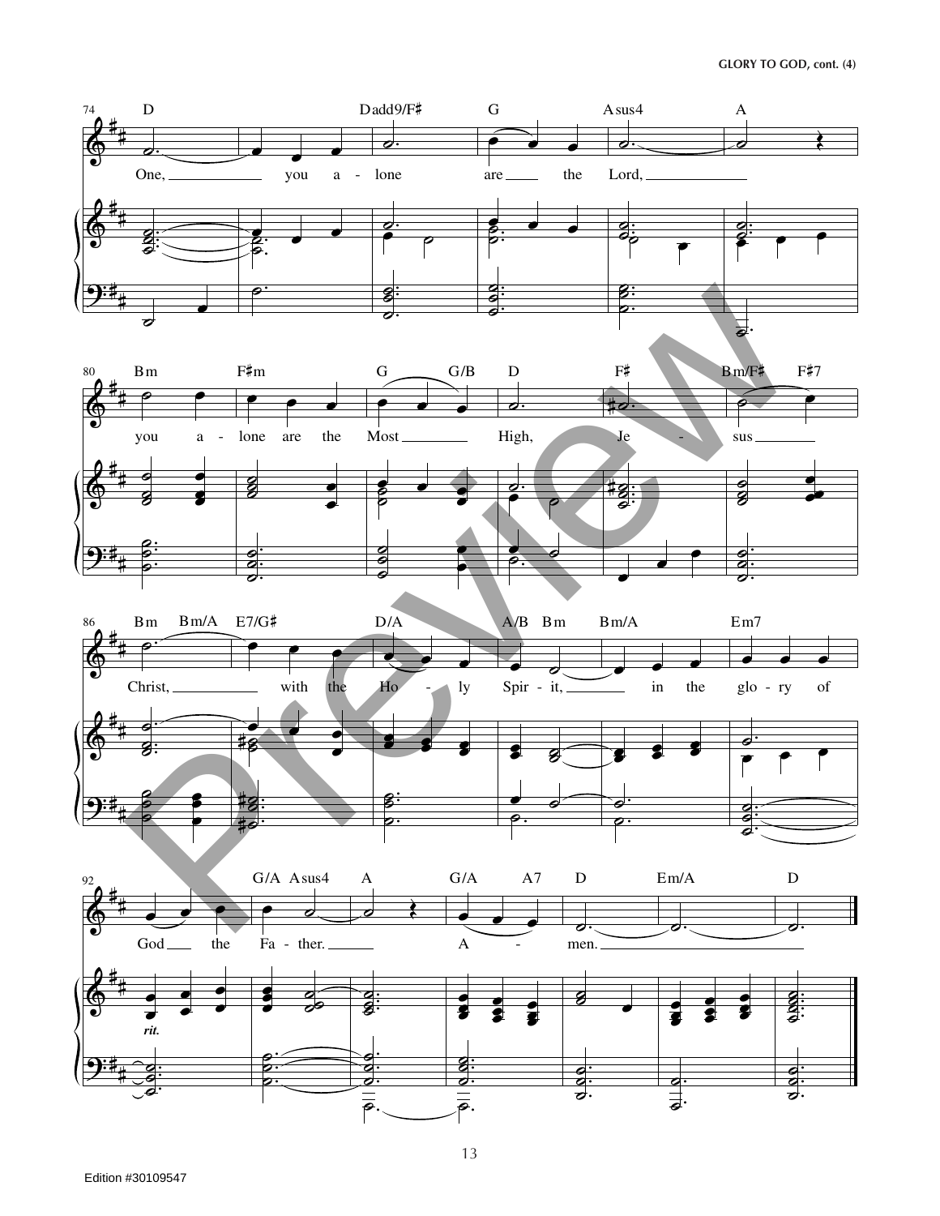74 D Dadd9/F♯ G Asus4 A

One, you a - lone are the Lord,

80 Bm F♯m G G/B D F♯ Bm/F♯ F♯7

you a - lone are the Most High, Je - sus

86 Bm Bm/A E7/G♯ D/A A/B Bm Bm/A Em7

Christ, with the Ho - ly Spir - it, in the glo - ry of

92 G/A Asus4 A G/A A7 D Em/A D

God the Fa - ther. A - men.

*rit.*

Edition #30109547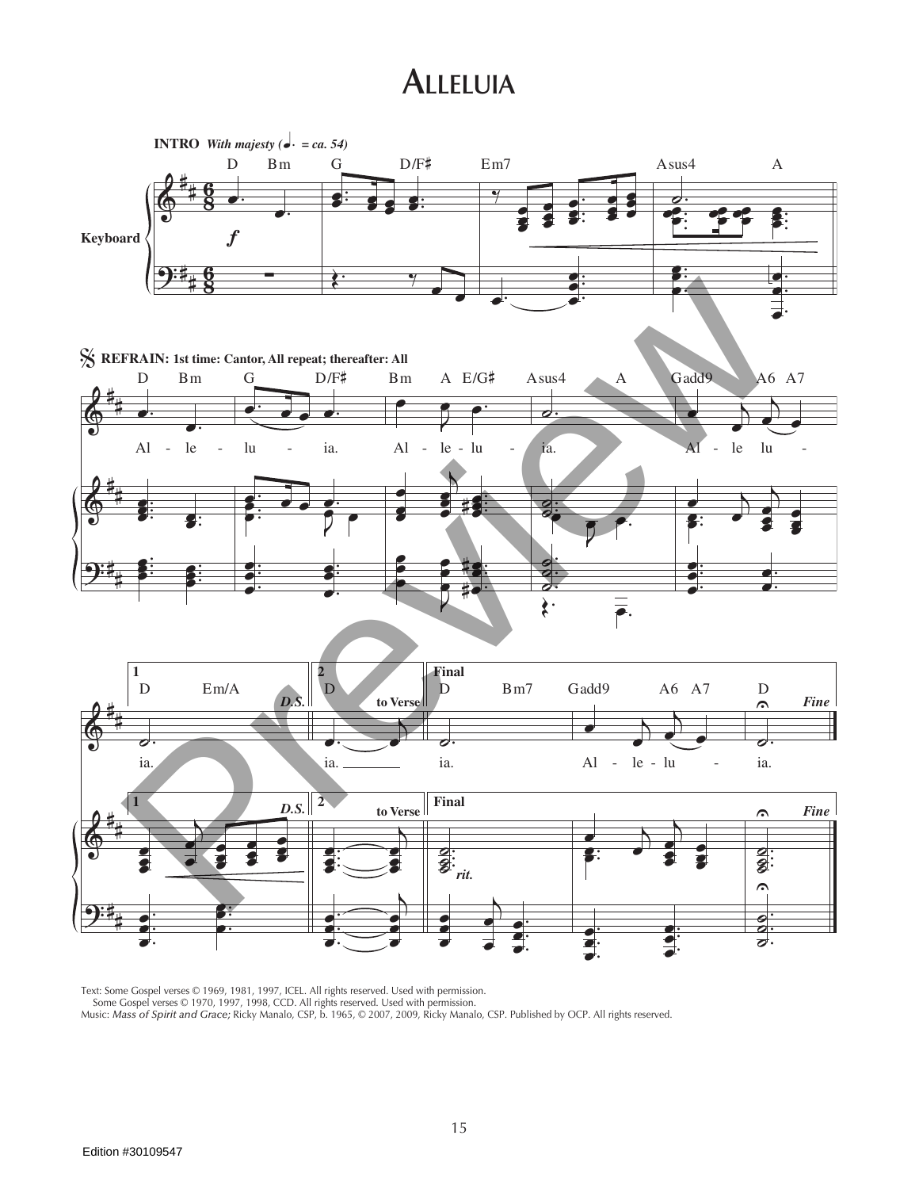# Alleluia

**INTRO** *With majesty (♩. = ca. 54)*

**REFRAIN: 1st time: Cantor, All repeat; thereafter: All**

Alleluia. Alleluia. Alleluia.

Text: Some Gospel verses © 1969, 1981, 1997, ICEL. All rights reserved. Used with permission.
Some Gospel verses © 1970, 1997, 1998, CCD. All rights reserved. Used with permission.
Music: *Mass of Spirit and Grace;* Ricky Manalo, CSP, b. 1965, © 2007, 2009, Ricky Manalo, CSP. Published by OCP. All rights reserved.

Edition #30109547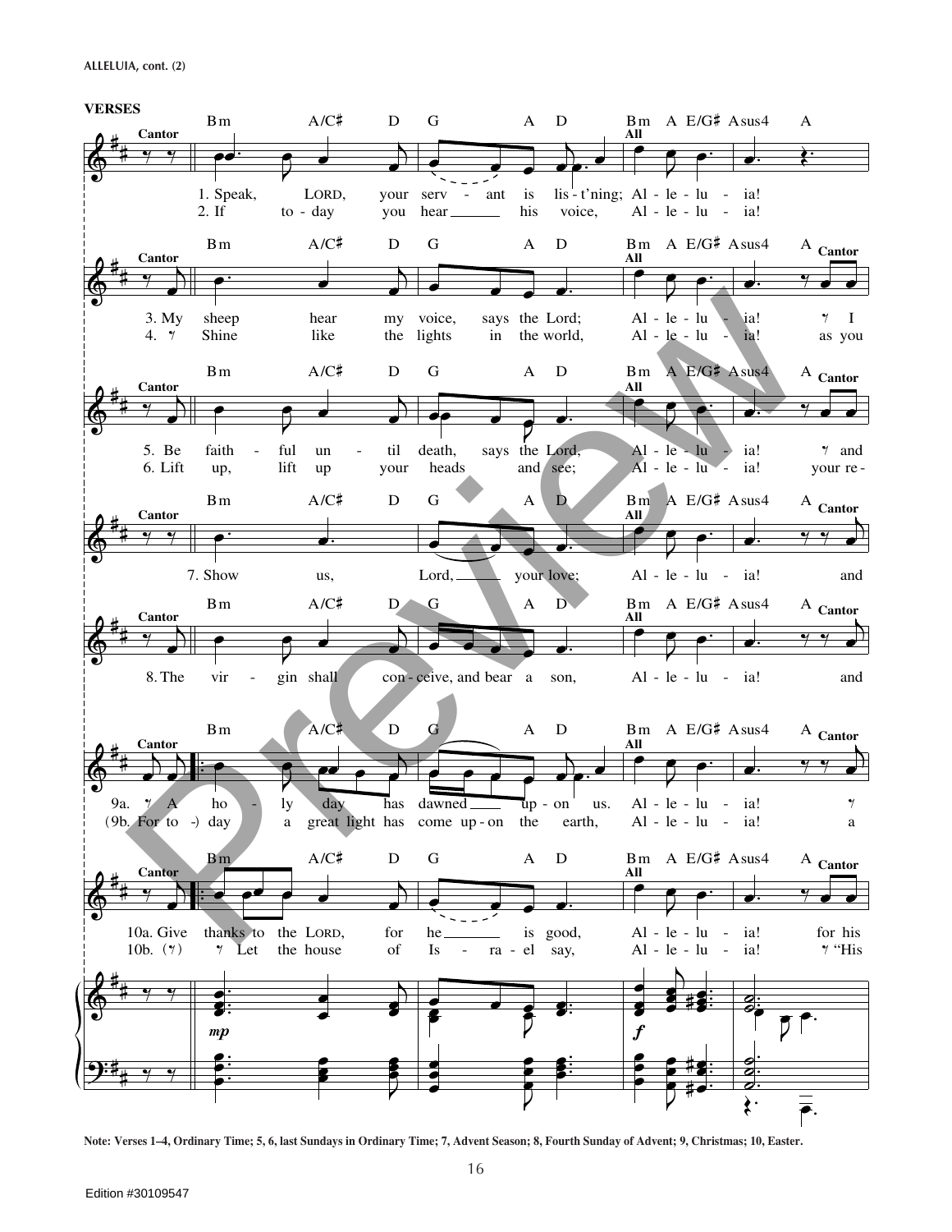ALLELUIA, cont. (2)

**VERSES**

1. Speak, LORD, your servant is lis-t'ning; Alleluia!
2. If today you hear his voice, Alleluia!

3. My sheep hear my voice, says the Lord; Alleluia! I
4. Shine like the lights in the world, Alleluia! as you

5. Be faithful until death, says the Lord, Alleluia! and
6. Lift up, lift up your heads and see; Alleluia! your re-

7. Show us, Lord, your love; Alleluia! and

8. The virgin shall conceive, and bear a son, Alleluia! and

9a. A holy day has dawned upon us. Alleluia!
(9b. For today a great light has come upon the earth, Alleluia! a

10a. Give thanks to the LORD, for he is good, Alleluia! for his
10b. Let the house of Israel say, Alleluia! "His

Note: Verses 1–4, Ordinary Time; 5, 6, last Sundays in Ordinary Time; 7, Advent Season; 8, Fourth Sunday of Advent; 9, Christmas; 10, Easter.

Edition #30109547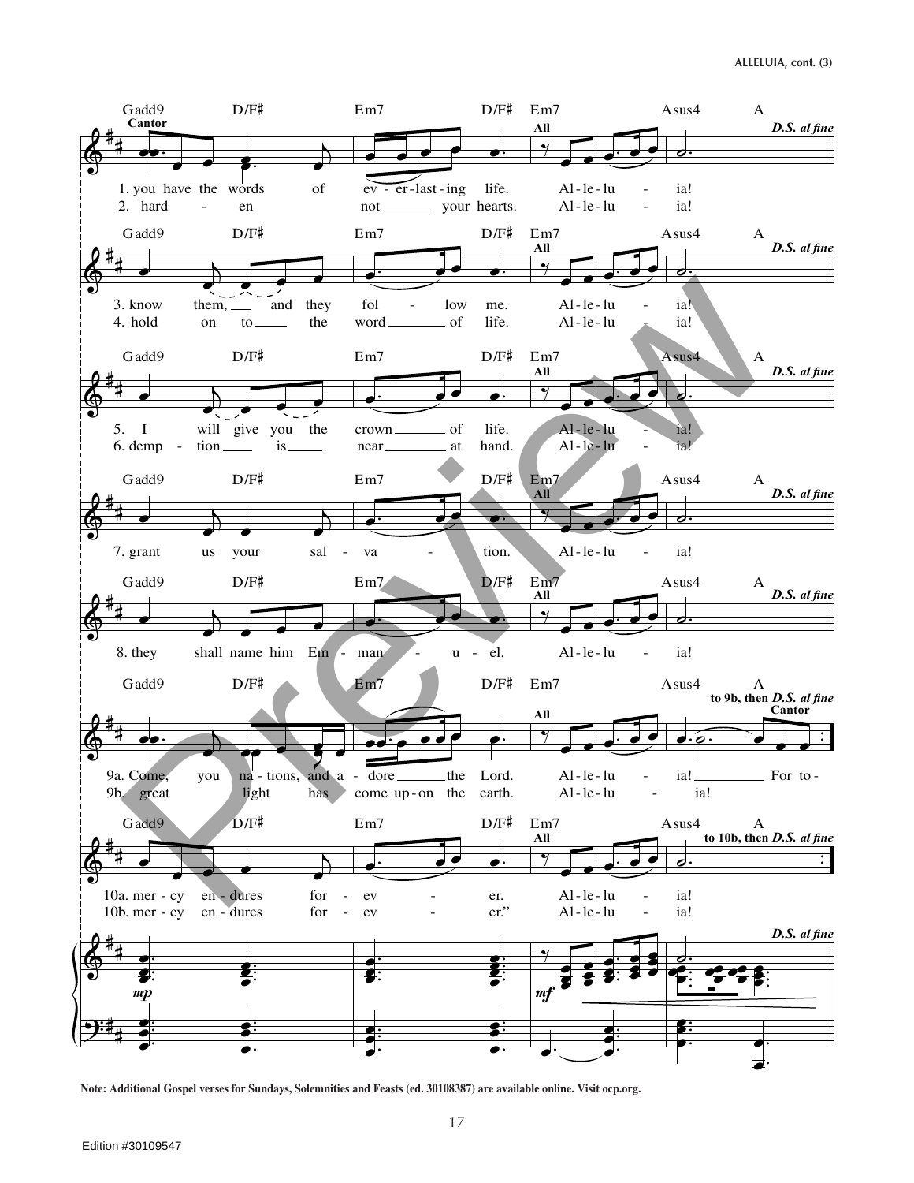Note: Additional Gospel verses for Sundays, Solemnities and Feasts (ed. 30108387) are available online. Visit ocp.org.

Edition #30109547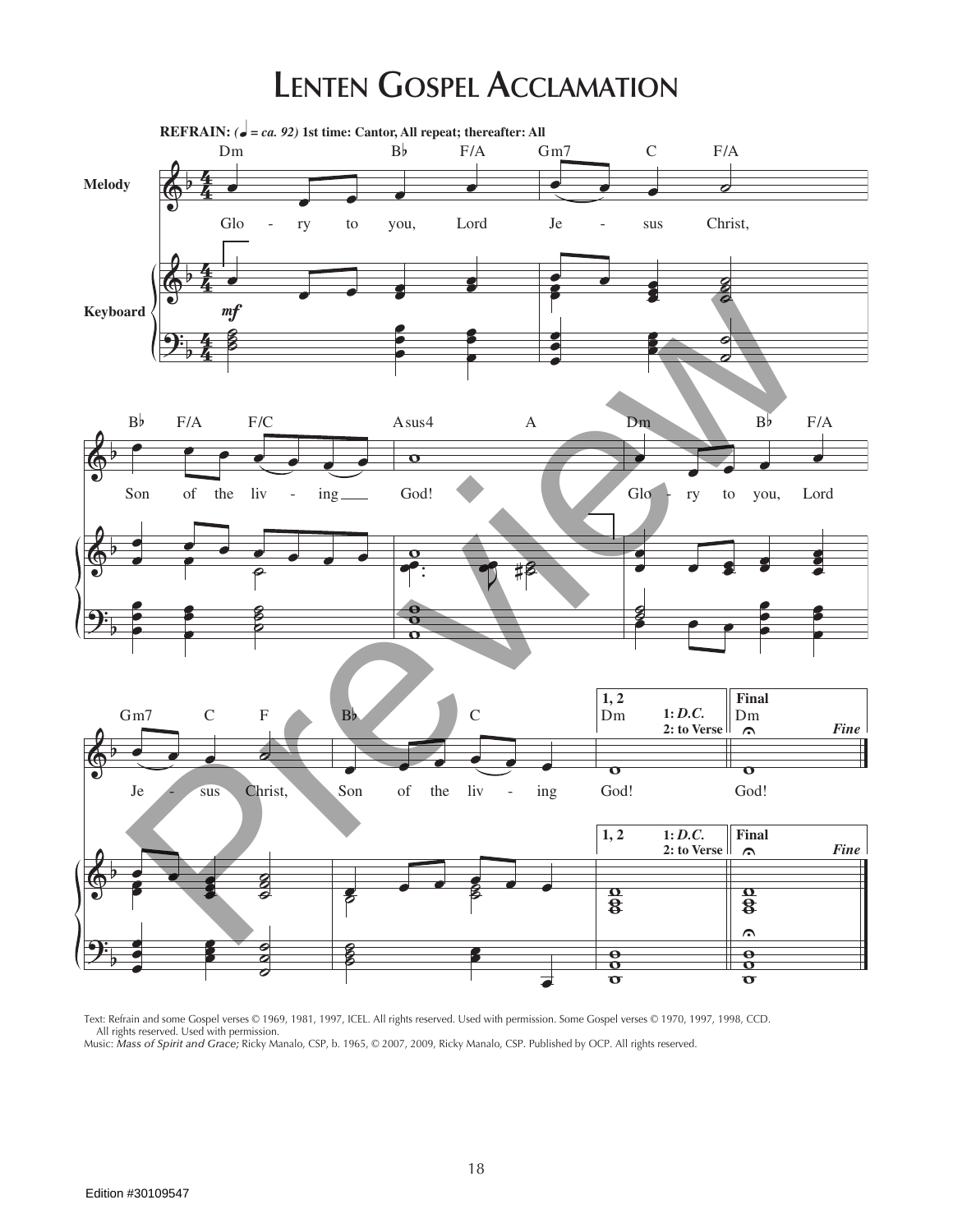# Lenten Gospel Acclamation

**REFRAIN:** (♩ = *ca. 92*) **1st time: Cantor, All repeat; thereafter: All**

Glo - ry to you, Lord Je - sus Christ, Son of the liv - ing God! Glo - ry to you, Lord Je - sus Christ, Son of the liv - ing God! God!

Text: Refrain and some Gospel verses © 1969, 1981, 1997, ICEL. All rights reserved. Used with permission. Some Gospel verses © 1970, 1997, 1998, CCD. All rights reserved. Used with permission.
Music: *Mass of Spirit and Grace;* Ricky Manalo, CSP, b. 1965, © 2007, 2009, Ricky Manalo, CSP. Published by OCP. All rights reserved.

Edition #30109547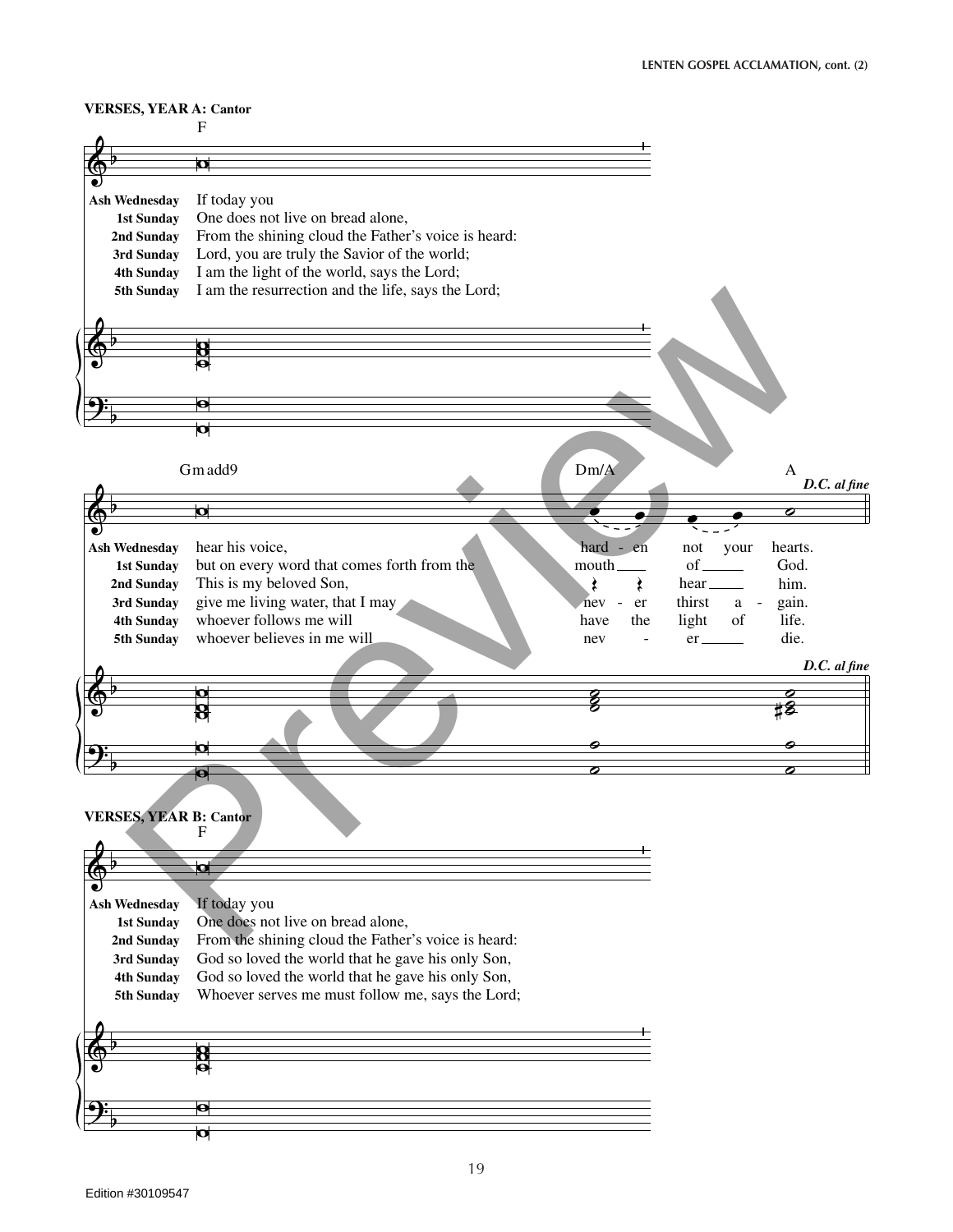**VERSES, YEAR A: Cantor**

F

| | |
|---|---|
| **Ash Wednesday** | If today you |
| **1st Sunday** | One does not live on bread alone, |
| **2nd Sunday** | From the shining cloud the Father's voice is heard: |
| **3rd Sunday** | Lord, you are truly the Savior of the world; |
| **4th Sunday** | I am the light of the world, says the Lord; |
| **5th Sunday** | I am the resurrection and the life, says the Lord; |

Gm add9 — Dm/A — A — *D.C. al fine*

| | | |
|---|---|---|
| **Ash Wednesday** | hear his voice, | hard - en not your hearts. |
| **1st Sunday** | but on every word that comes forth from the | mouth ___ of ___ God. |
| **2nd Sunday** | This is my beloved Son, | hear ___ him. |
| **3rd Sunday** | give me living water, that I may | nev - er thirst a - gain. |
| **4th Sunday** | whoever follows me will | have the light of life. |
| **5th Sunday** | whoever believes in me will | nev - er ___ die. |

*D.C. al fine*

**VERSES, YEAR B: Cantor**

F

| | |
|---|---|
| **Ash Wednesday** | If today you |
| **1st Sunday** | One does not live on bread alone, |
| **2nd Sunday** | From the shining cloud the Father's voice is heard: |
| **3rd Sunday** | God so loved the world that he gave his only Son, |
| **4th Sunday** | God so loved the world that he gave his only Son, |
| **5th Sunday** | Whoever serves me must follow me, says the Lord; |

Edition #30109547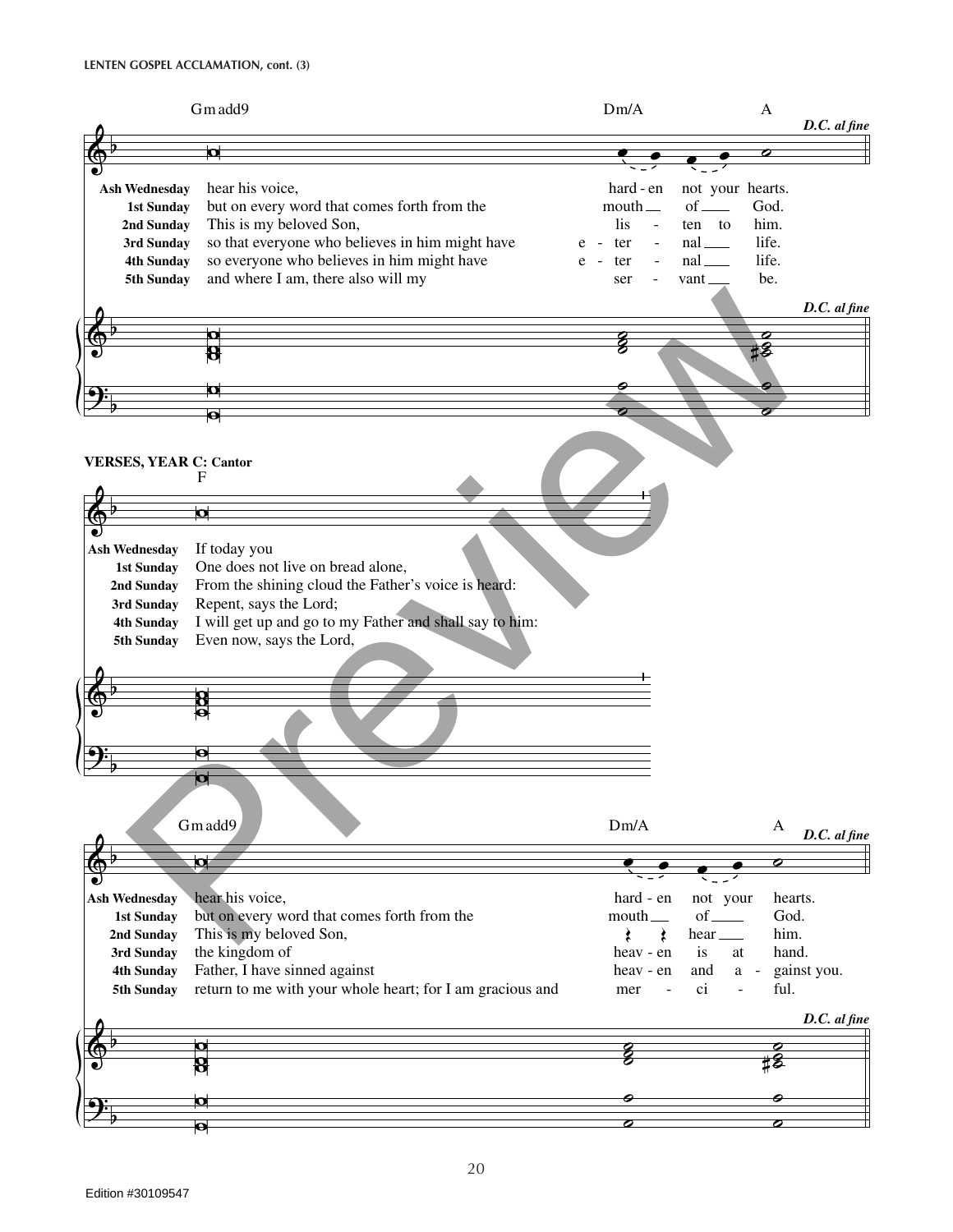LENTEN GOSPEL ACCLAMATION, cont. (3)

Gm add9 — Dm/A — A — *D.C. al fine*

| | | |
|---|---|---|
| **Ash Wednesday** | hear his voice, | hard - en not your hearts. |
| **1st Sunday** | but on every word that comes forth from the | mouth ___ of ___ God. |
| **2nd Sunday** | This is my beloved Son, | lis - ten to him. |
| **3rd Sunday** | so that everyone who believes in him might have | e - ter - nal ___ life. |
| **4th Sunday** | so everyone who believes in him might have | e - ter - nal ___ life. |
| **5th Sunday** | and where I am, there also will my | ser - vant ___ be. |

**VERSES, YEAR C: Cantor**

F

| | |
|---|---|
| **Ash Wednesday** | If today you |
| **1st Sunday** | One does not live on bread alone, |
| **2nd Sunday** | From the shining cloud the Father's voice is heard: |
| **3rd Sunday** | Repent, says the Lord; |
| **4th Sunday** | I will get up and go to my Father and shall say to him: |
| **5th Sunday** | Even now, says the Lord, |

Gm add9 — Dm/A — A — *D.C. al fine*

| | | |
|---|---|---|
| **Ash Wednesday** | hear his voice, | hard - en not your hearts. |
| **1st Sunday** | but on every word that comes forth from the | mouth ___ of ___ God. |
| **2nd Sunday** | This is my beloved Son, | hear ___ him. |
| **3rd Sunday** | the kingdom of | heav - en is at hand. |
| **4th Sunday** | Father, I have sinned against | heav - en and a - gainst you. |
| **5th Sunday** | return to me with your whole heart; for I am gracious and | mer - ci - ful. |

Edition #30109547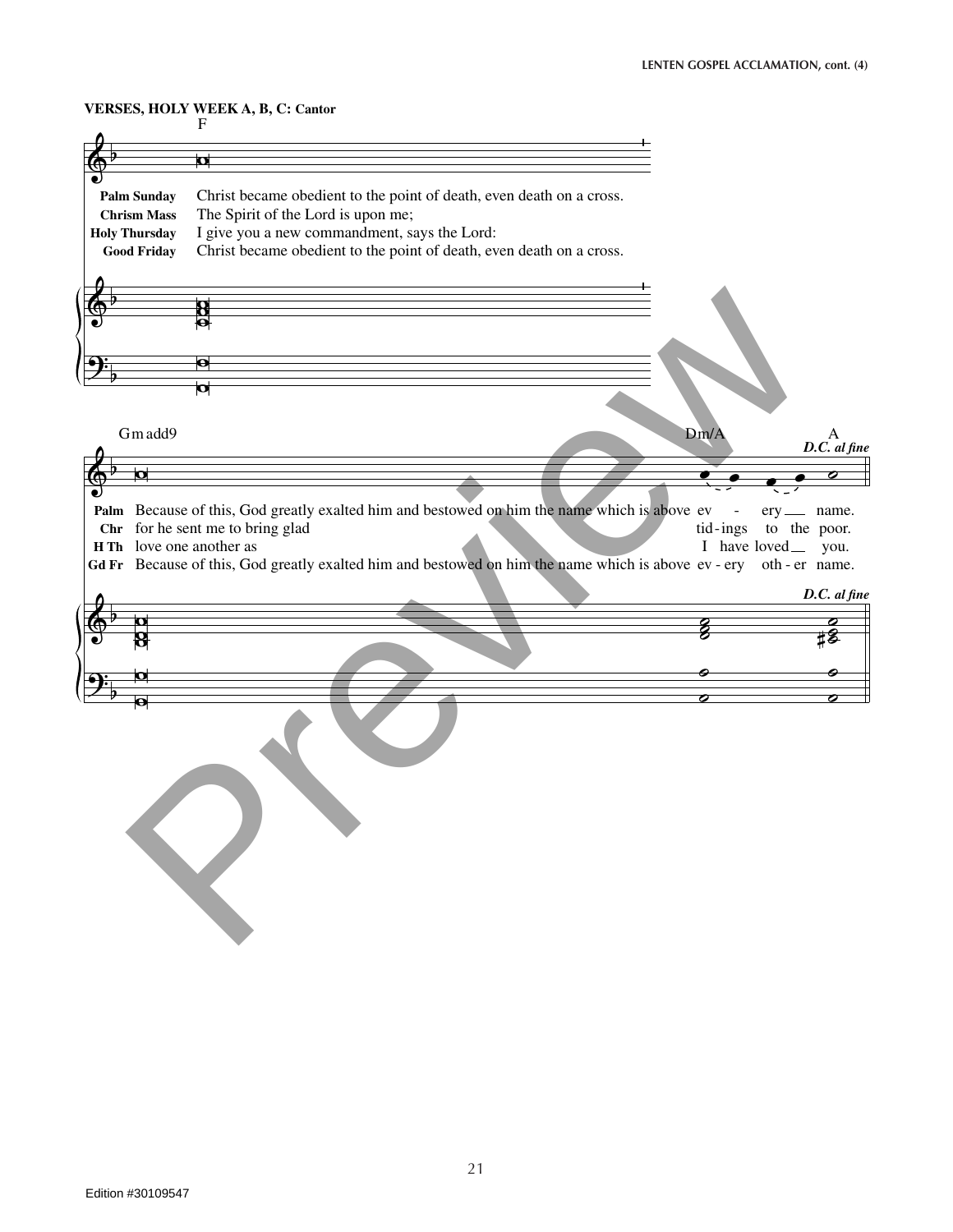**VERSES, HOLY WEEK A, B, C: Cantor**

F

**Palm Sunday** Christ became obedient to the point of death, even death on a cross.
**Chrism Mass** The Spirit of the Lord is upon me;
**Holy Thursday** I give you a new commandment, says the Lord:
**Good Friday** Christ became obedient to the point of death, even death on a cross.

Gm add9 — Dm/A — A — *D.C. al fine*

**Palm** Because of this, God greatly exalted him and bestowed on him the name which is above ev - ery name.
**Chr** for he sent me to bring glad tid-ings to the poor.
**H Th** love one another as I have loved you.
**Gd Fr** Because of this, God greatly exalted him and bestowed on him the name which is above ev - ery oth - er name.

*D.C. al fine*

Edition #30109547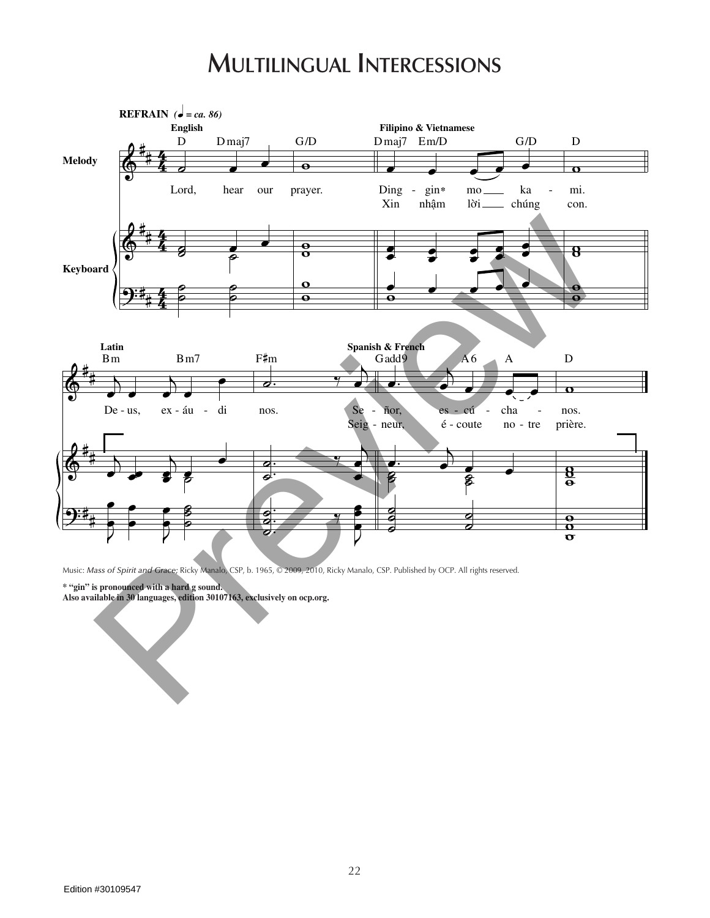# Multilingual Intercessions

**REFRAIN** (♩ = ca. 86)

**English**

D Dmaj7 G/D

Lord, hear our prayer.

**Filipino & Vietnamese**

Dmaj7 Em/D G/D D

Ding - gin* mo ka - mi.
Xin nhậm lời chúng con.

**Latin**

Bm Bm7 F♯m

De - us, ex - áu - di nos.

**Spanish & French**

Gadd9 A6 A D

Se - ñor, es - cú - cha - nos.
Seig - neur, é - coute no - tre prière.

Music: *Mass of Spirit and Grace;* Ricky Manalo, CSP, b. 1965, © 2009, 2010, Ricky Manalo, CSP. Published by OCP. All rights reserved.

**\* "gin" is pronounced with a hard g sound.**
**Also available in 30 languages, edition 30107163, exclusively on ocp.org.**

Edition #30109547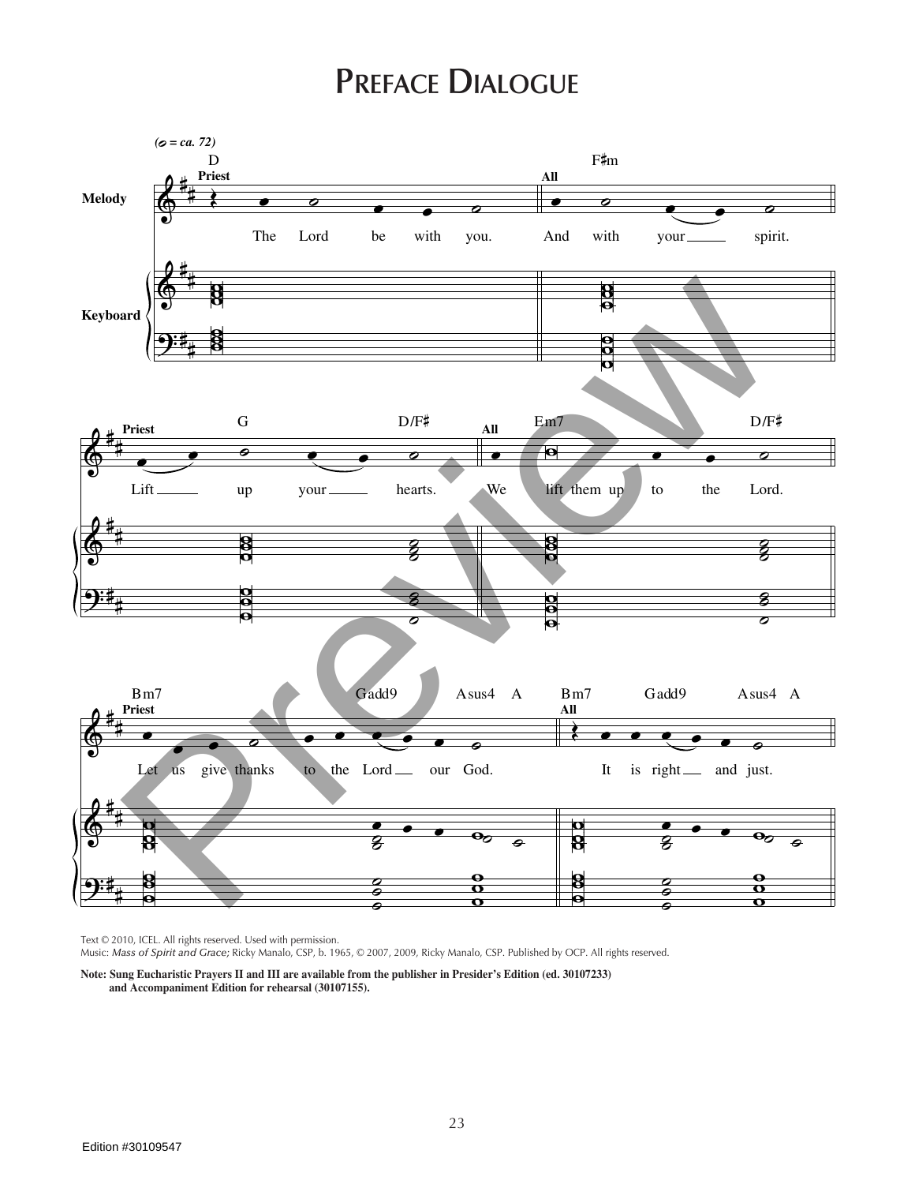# Preface Dialogue

Text © 2010, ICEL. All rights reserved. Used with permission.
Music: *Mass of Spirit and Grace;* Ricky Manalo, CSP, b. 1965, © 2007, 2009, Ricky Manalo, CSP. Published by OCP. All rights reserved.

**Note: Sung Eucharistic Prayers II and III are available from the publisher in Presider's Edition (ed. 30107233) and Accompaniment Edition for rehearsal (30107155).**

Edition #30109547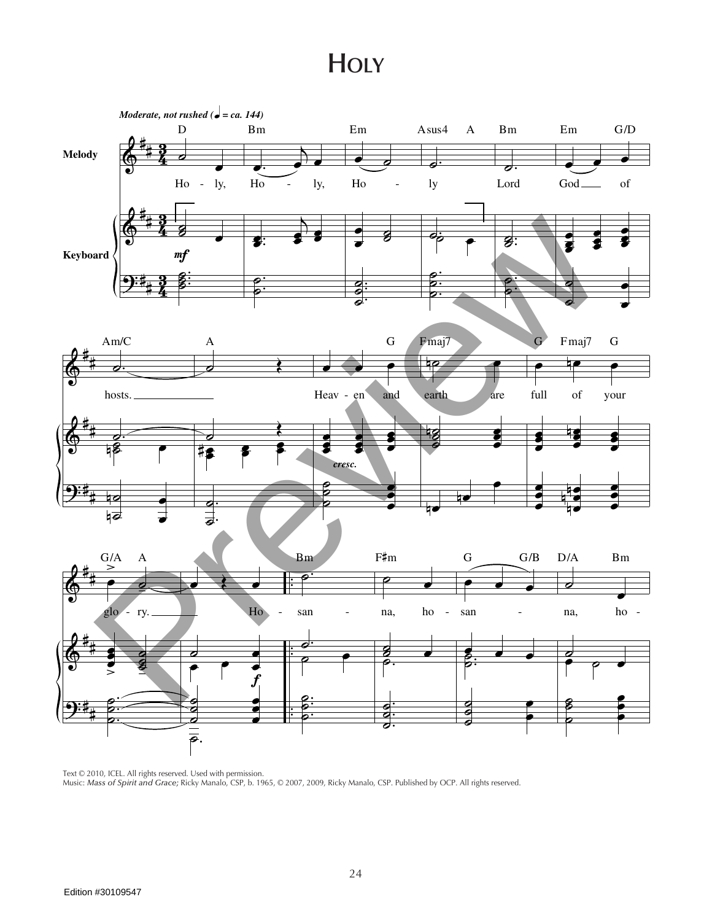# Holy

*Moderate, not rushed (♩ = ca. 144)*

Ho - ly, Ho - ly, Ho - ly Lord God of hosts. Heav - en and earth are full of your glo - ry. Ho - san - na, ho - san - na, ho -

Text © 2010, ICEL. All rights reserved. Used with permission.
Music: *Mass of Spirit and Grace;* Ricky Manalo, CSP, b. 1965, © 2007, 2009, Ricky Manalo, CSP. Published by OCP. All rights reserved.

Edition #30109547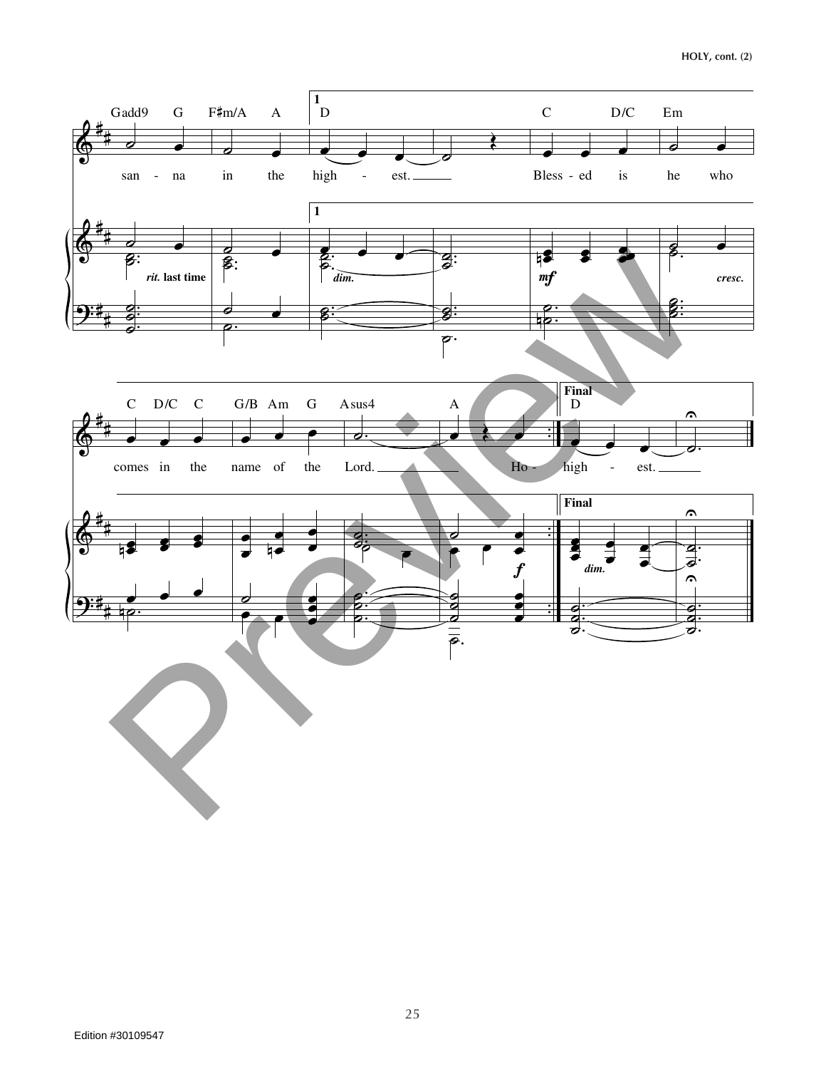Gadd9 G F♯m/A A | **1** D C D/C Em

san - na in the high - est. Bless - ed is he who

*rit.* **last time** *dim.* ***mf*** *cresc.*

C D/C C G/B Am G Asus4 A | **Final** D

comes in the name of the Lord. Ho - high - est.

***f*** *dim.*

Edition #30109547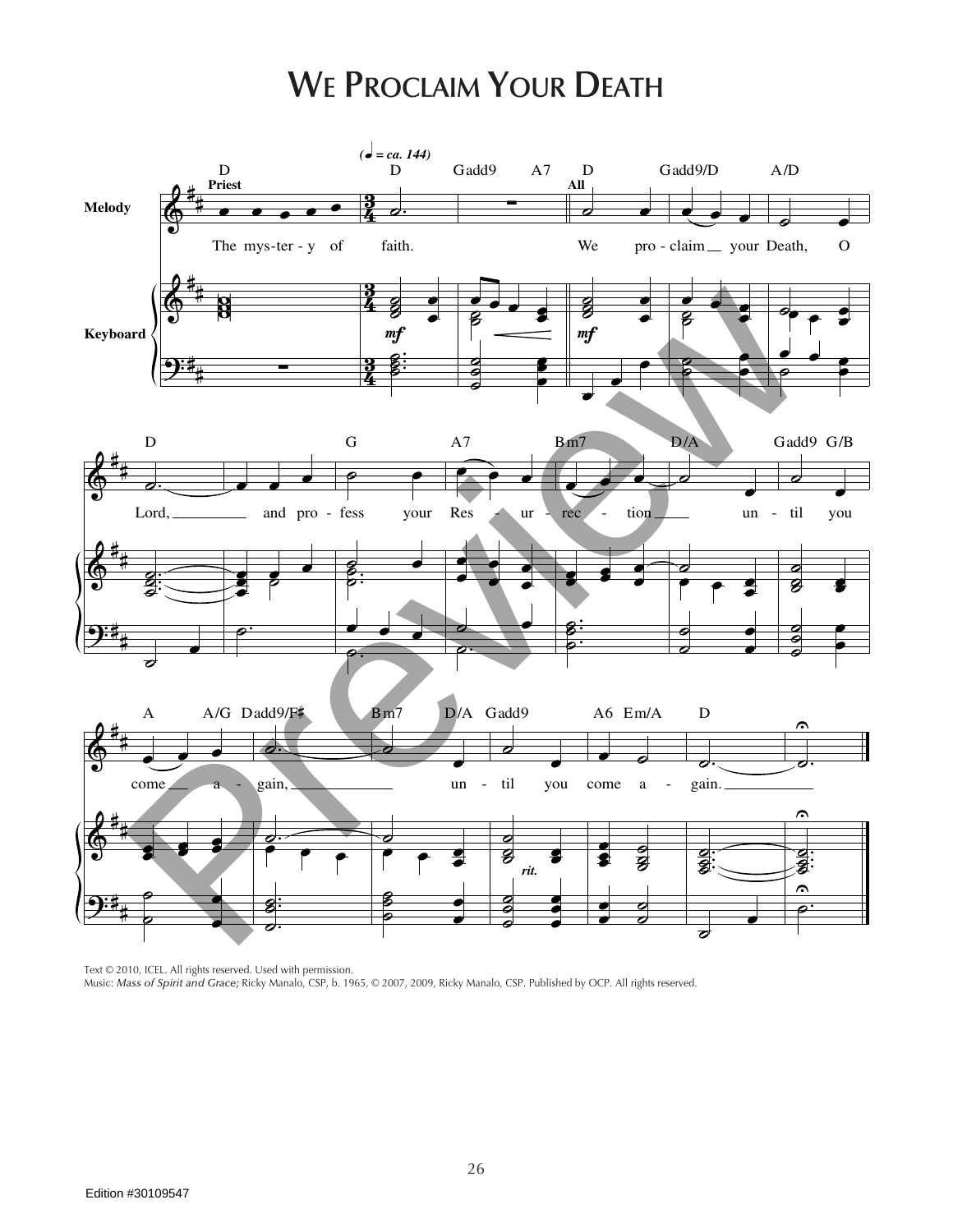# We Proclaim Your Death

Text © 2010, ICEL. All rights reserved. Used with permission.
Music: *Mass of Spirit and Grace;* Ricky Manalo, CSP, b. 1965, © 2007, 2009, Ricky Manalo, CSP. Published by OCP. All rights reserved.

Edition #30109547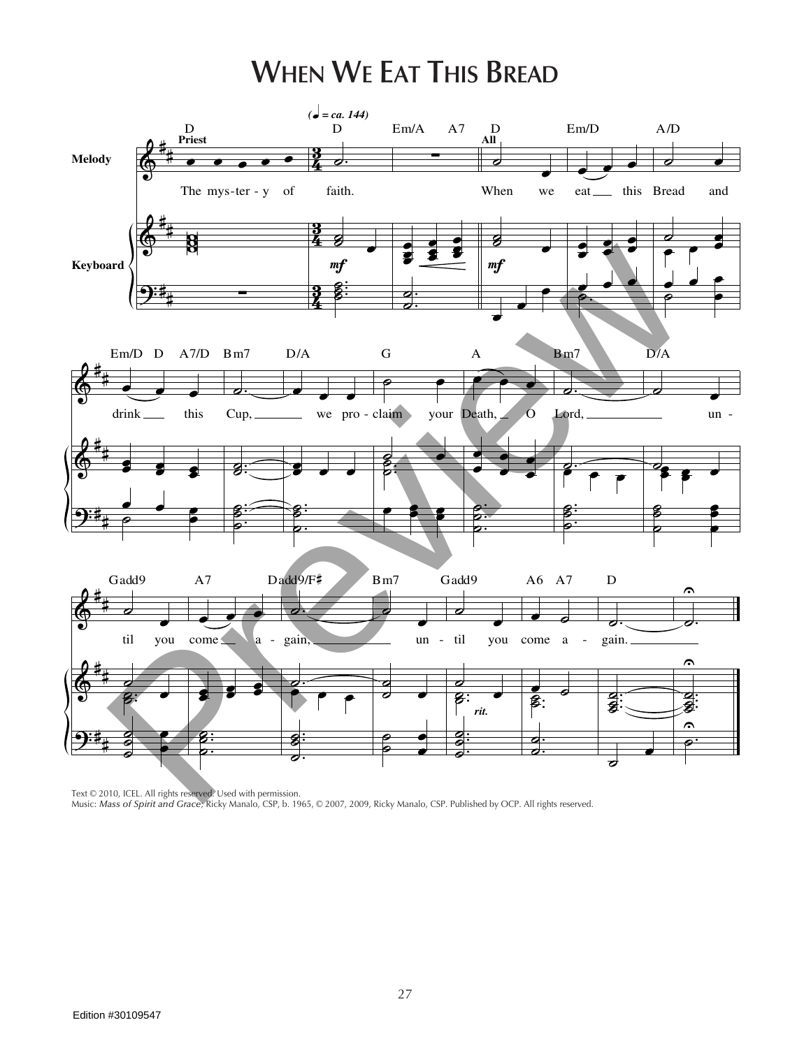# When We Eat This Bread

Text © 2010, ICEL. All rights reserved. Used with permission.
Music: *Mass of Spirit and Grace,* Ricky Manalo, CSP, b. 1965, © 2007, 2009, Ricky Manalo, CSP. Published by OCP. All rights reserved.

Edition #30109547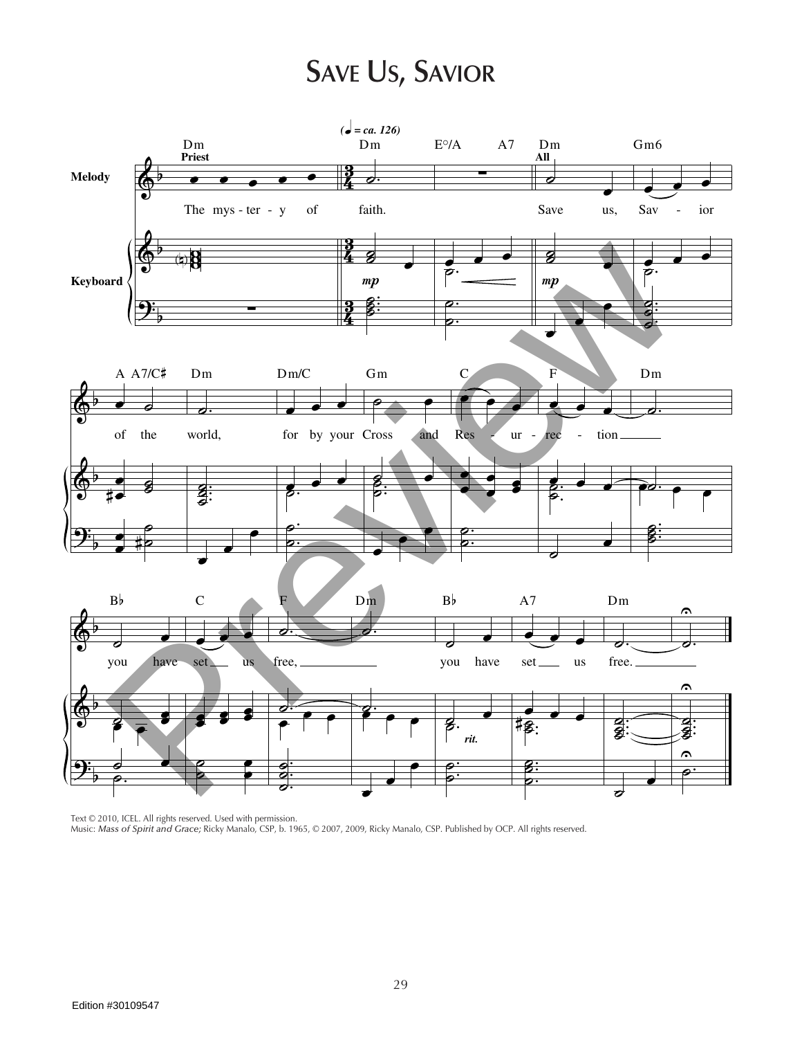# SAVE US, SAVIOR

(♩ = ca. 126)

Melody

Keyboard

Priest: The mystery of faith.

All: Save us, Savior of the world, for by your Cross and Resurrection you have set us free, you have set us free.

Text © 2010, ICEL. All rights reserved. Used with permission.
Music: *Mass of Spirit and Grace;* Ricky Manalo, CSP, b. 1965, © 2007, 2009, Ricky Manalo, CSP. Published by OCP. All rights reserved.

Edition #30109547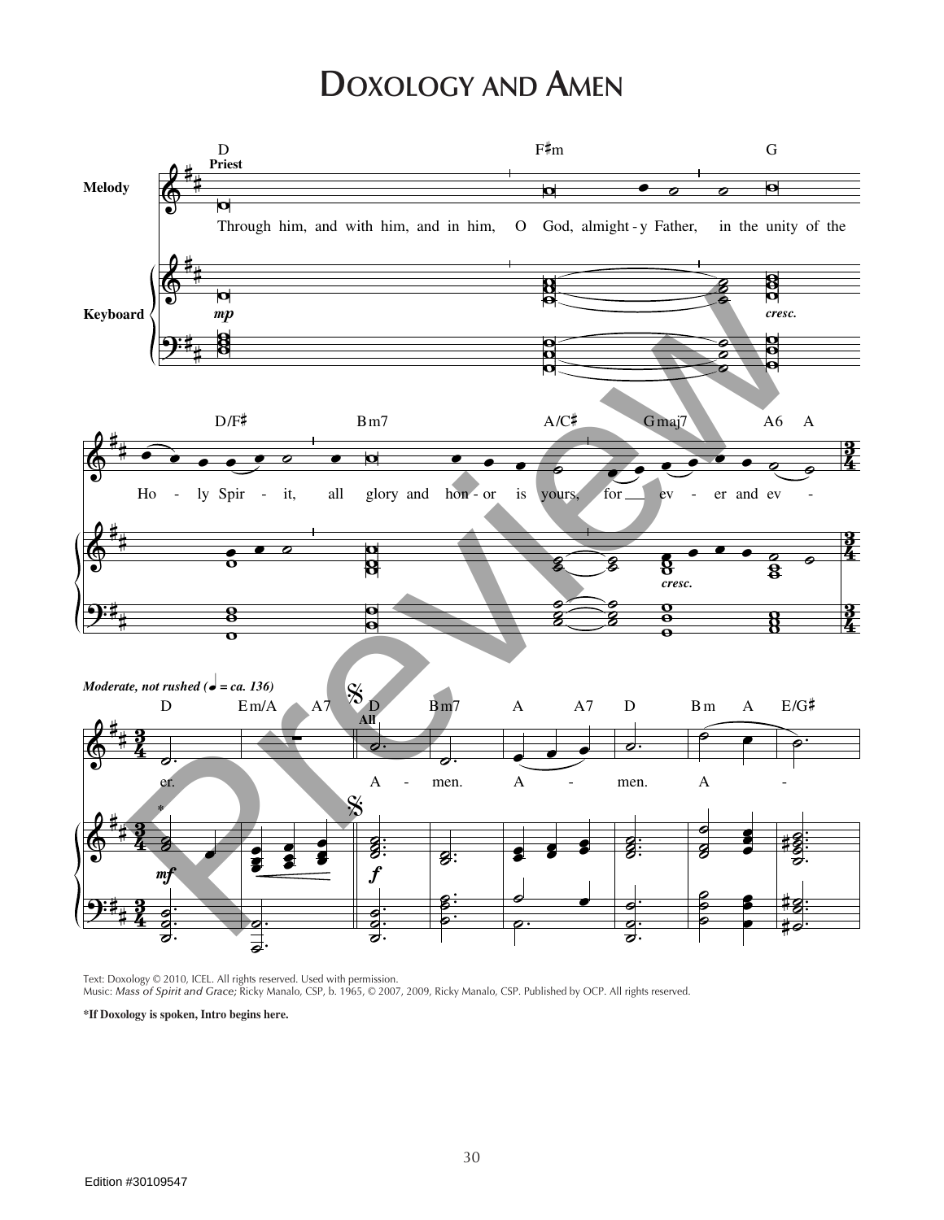# Doxology and Amen

**Priest**

D — F♯m — G

Through him, and with him, and in him, O God, almight - y Father, in the unity of the

D/F♯ — Bm7 — A/C♯ — Gmaj7 — A6 A

Ho - ly Spir - it, all glory and hon - or is yours, for ev - er and ev -

*Moderate, not rushed (♩ = ca. 136)*

D — Em/A — A7 — D — Bm7 — A — A7 — D — Bm — A — E/G♯

er. **All** A - men. A - men. A -

Text: Doxology © 2010, ICEL. All rights reserved. Used with permission.
Music: *Mass of Spirit and Grace;* Ricky Manalo, CSP, b. 1965, © 2007, 2009, Ricky Manalo, CSP. Published by OCP. All rights reserved.

**\*If Doxology is spoken, Intro begins here.**

Edition #30109547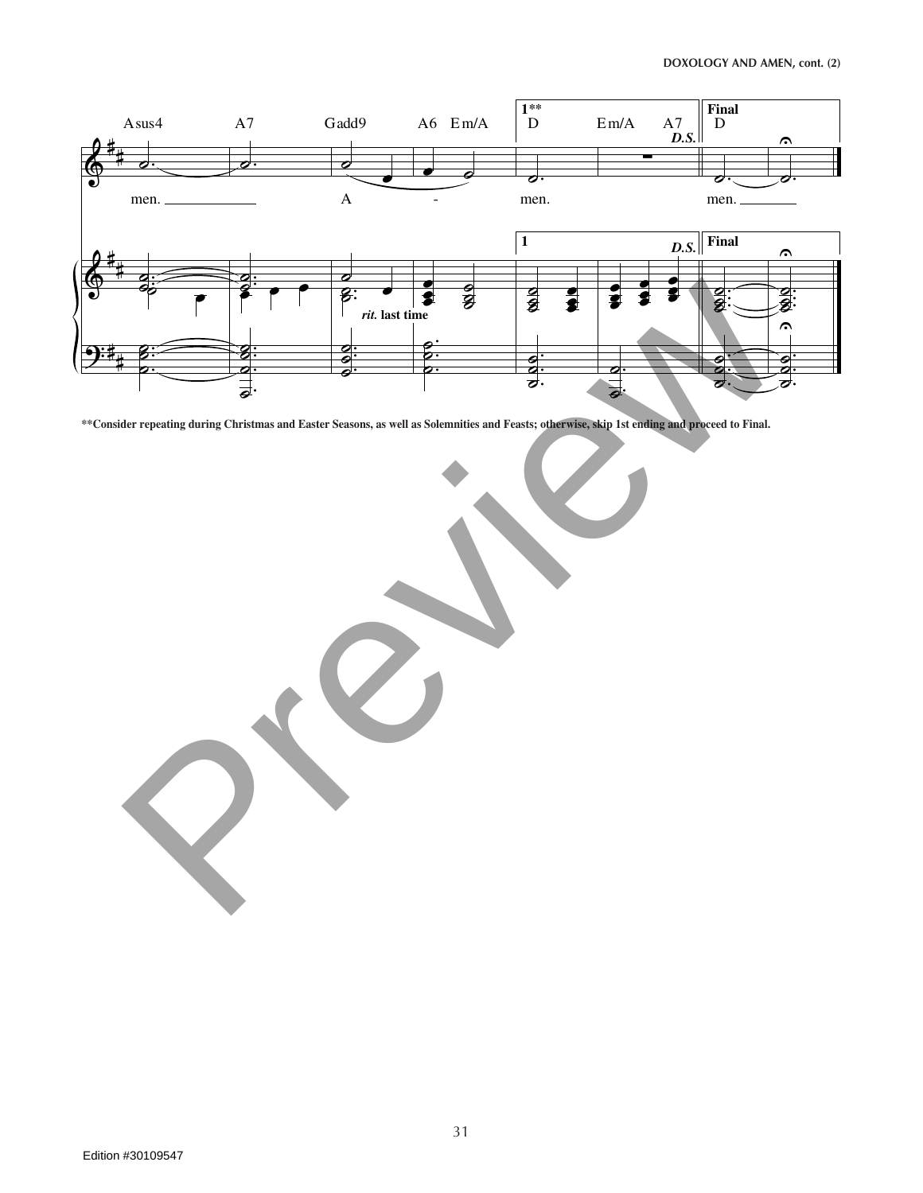Asus4 A7 Gadd9 A6 Em/A

**1**** D Em/A A7 *D.S.*

**Final** D

men. A - men. men.

*rit.* **last time**

**Consider repeating during Christmas and Easter Seasons, as well as Solemnities and Feasts; otherwise, skip 1st ending and proceed to Final.

Edition #30109547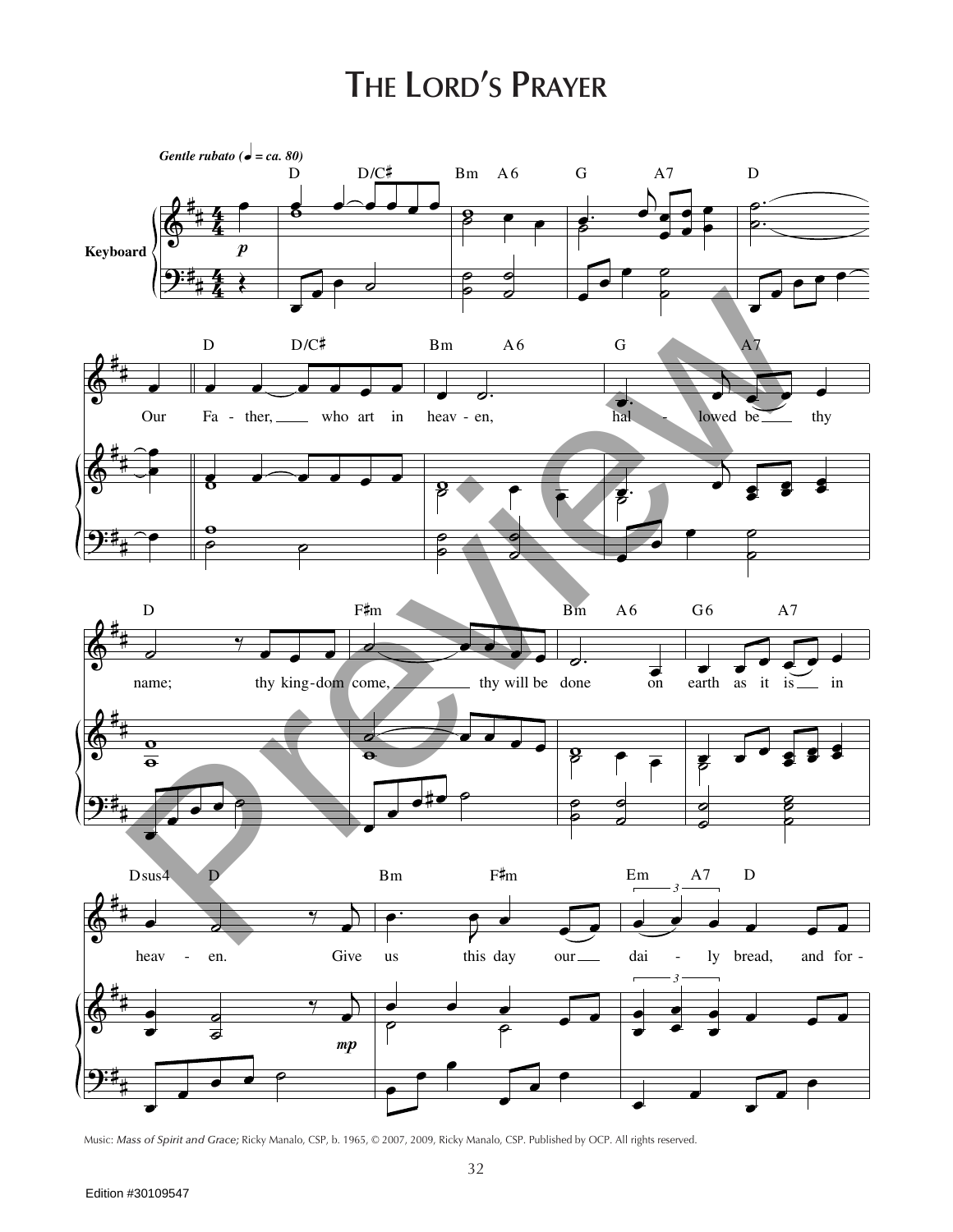# The Lord's Prayer

*Gentle rubato* (♩ = ca. 80)

Our Father, who art in heaven, hallowed be thy name; thy kingdom come, thy will be done on earth as it is in heaven. Give us this day our daily bread, and for-

Music: *Mass of Spirit and Grace;* Ricky Manalo, CSP, b. 1965, © 2007, 2009, Ricky Manalo, CSP. Published by OCP. All rights reserved.

Edition #30109547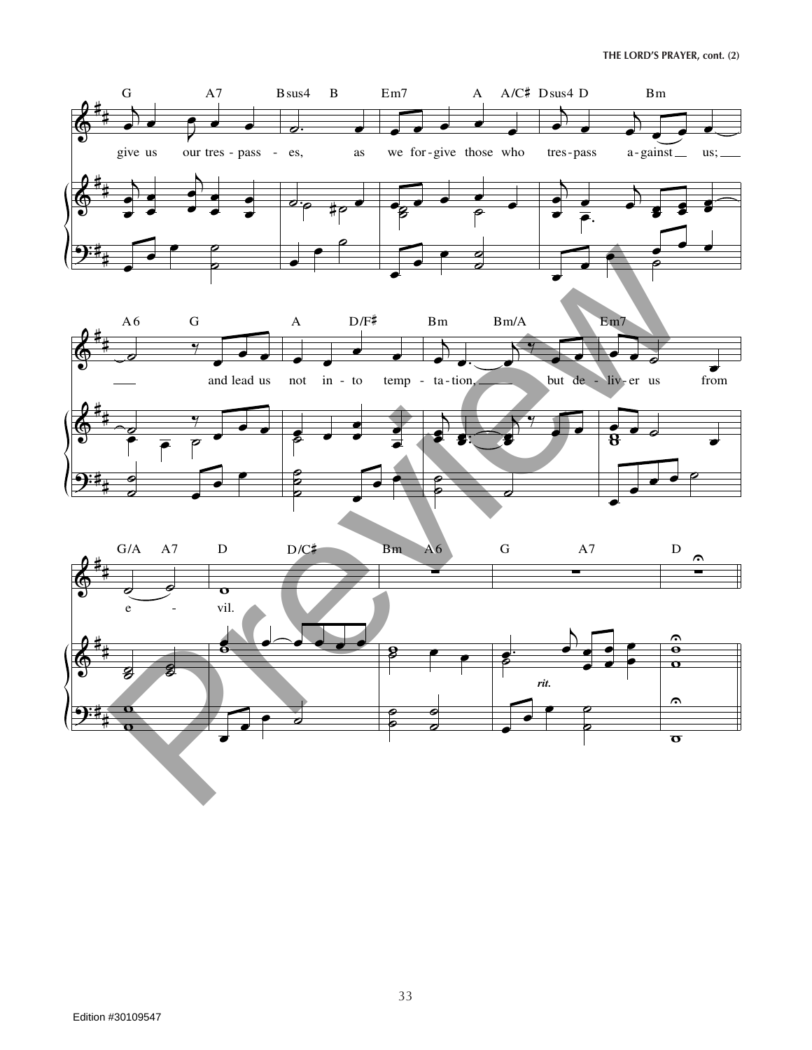G A7 Bsus4 B Em7 A A/C♯ Dsus4 D Bm

give us our tres - pass - es, as we for - give those who tres - pass a - gainst us;

A6 G A D/F♯ Bm Bm/A Em7

and lead us not in - to temp - ta - tion, but de - liv - er us from

G/A A7 D D/C♯ Bm A6 G A7 D

e - vil.

*rit.*

Edition #30109547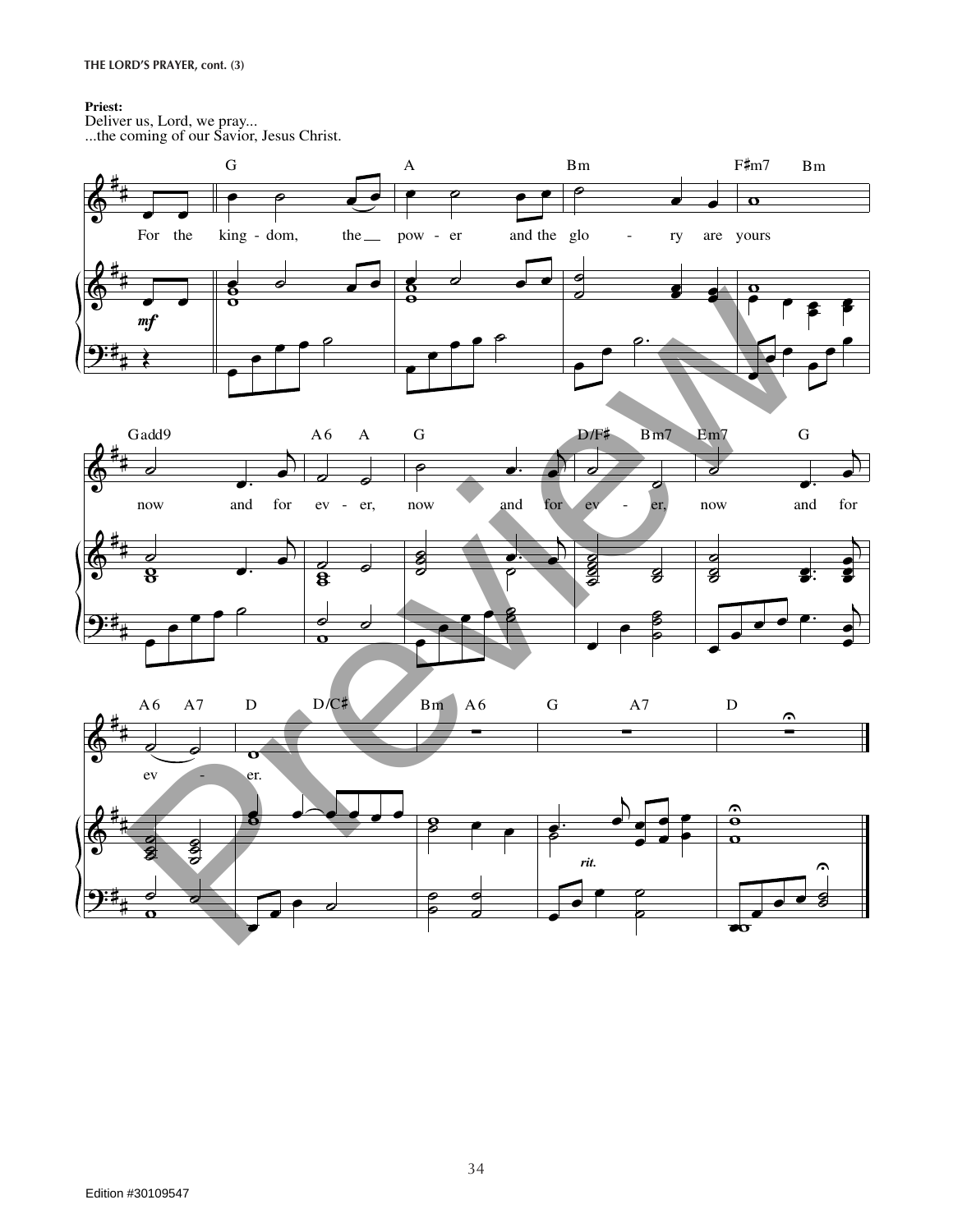**Priest:**
Deliver us, Lord, we pray...
...the coming of our Savior, Jesus Christ.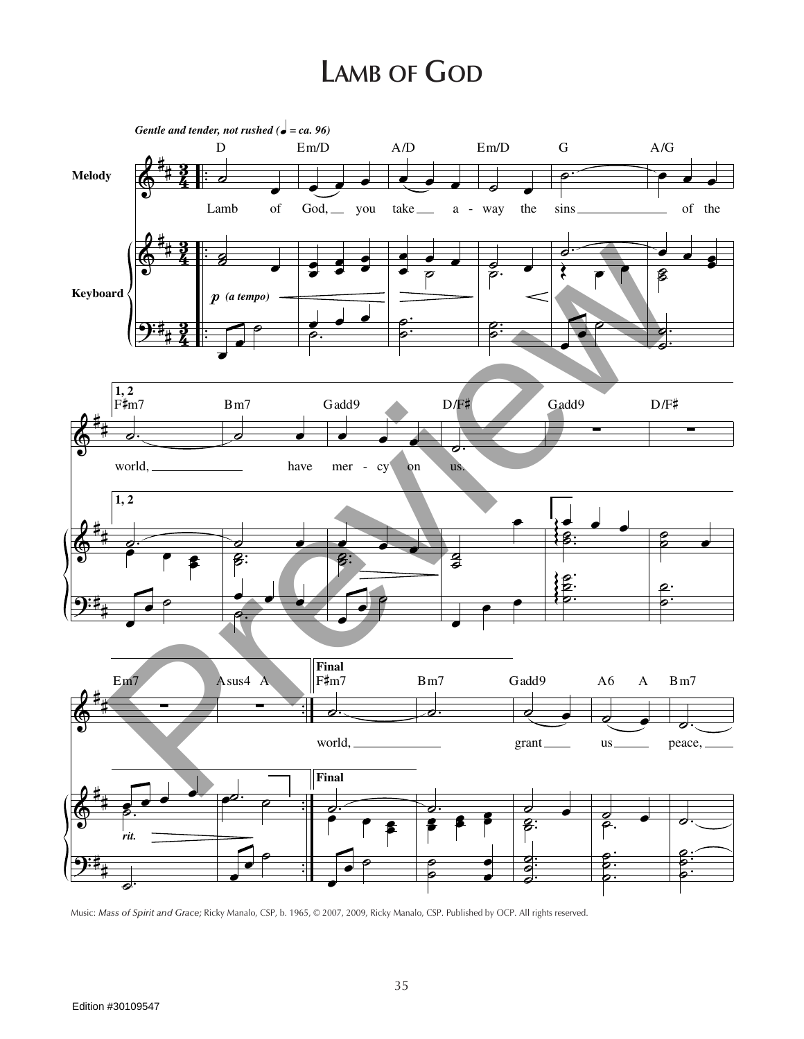# Lamb of God

*Gentle and tender, not rushed (♩ = ca. 96)*

D Em/D A/D Em/D G A/G

Lamb of God, you take away the sins of the world,

1, 2

F♯m7 Bm7 Gadd9 D/F♯ Gadd9 D/F♯ Em7 Asus4 A

world, have mercy on us.

Final

F♯m7 Bm7 Gadd9 A6 A Bm7

world, grant us peace,

Music: *Mass of Spirit and Grace;* Ricky Manalo, CSP, b. 1965, © 2007, 2009, Ricky Manalo, CSP. Published by OCP. All rights reserved.

Edition #30109547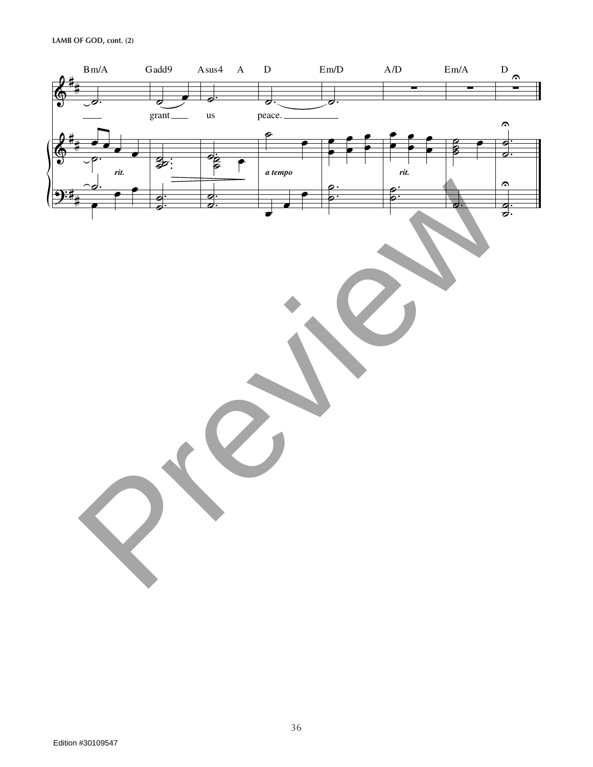LAMB OF GOD, cont. (2)

Bm/A Gadd9 Asus4 A D Em/D A/D Em/A D

grant us peace.

*rit.* *a tempo* *rit.*

Edition #30109547